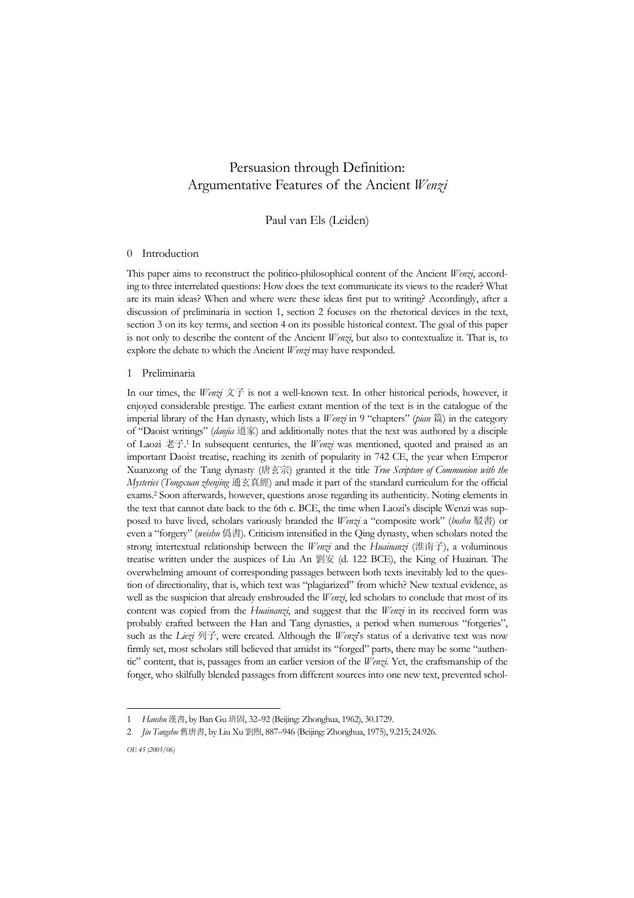# Persuasion through Definition: Argumentative Features of the Ancient *Wenzi*

Paul van Els (Leiden)

## 0 Introduction

This paper aims to reconstruct the politico-philosophical content of the Ancient *Wenzi*, according to three interrelated questions: How does the text communicate its views to the reader? What are its main ideas? When and where were these ideas first put to writing? Accordingly, after a discussion of preliminaria in section 1, section 2 focuses on the rhetorical devices in the text, section 3 on its key terms, and section 4 on its possible historical context. The goal of this paper is not only to describe the content of the Ancient *Wenzi*, but also to contextualize it. That is, to explore the debate to which the Ancient *Wenzi* may have responded.

## 1 Preliminaria

In our times, the *Wenzi* 文子 is not a well-known text. In other historical periods, however, it enjoyed considerable prestige. The earliest extant mention of the text is in the catalogue of the imperial library of the Han dynasty, which lists a *Wenzi* in 9 "chapters" (*pian* 篇) in the category of "Daoist writings" (*daojia* 道家) and additionally notes that the text was authored by a disciple of Laozi 老子.[1] In subsequent centuries, the *Wenzi* was mentioned, quoted and praised as an important Daoist treatise, reaching its zenith of popularity in 742 CE, the year when Emperor Xuanzong of the Tang dynasty (唐玄宗) granted it the title *True Scripture of Communion with the Mysteries* (*Tongxuan zhenjing* 通玄真經) and made it part of the standard curriculum for the official exams.[2] Soon afterwards, however, questions arose regarding its authenticity. Noting elements in the text that cannot date back to the 6th c. BCE, the time when Laozi's disciple Wenzi was supposed to have lived, scholars variously branded the *Wenzi* a "composite work" (*boshu* 駁書) or even a "forgery" (*weishu* 僞書). Criticism intensified in the Qing dynasty, when scholars noted the strong intertextual relationship between the *Wenzi* and the *Huainanzi* (淮南子), a voluminous treatise written under the auspices of Liu An 劉安 (d. 122 BCE), the King of Huainan. The overwhelming amount of corresponding passages between both texts inevitably led to the question of directionality, that is, which text was "plagiarized" from which? New textual evidence, as well as the suspicion that already enshrouded the *Wenzi*, led scholars to conclude that most of its content was copied from the *Huainanzi*, and suggest that the *Wenzi* in its received form was probably crafted between the Han and Tang dynasties, a period when numerous "forgeries", such as the *Liezi* 列子, were created. Although the *Wenzi*'s status of a derivative text was now firmly set, most scholars still believed that amidst its "forged" parts, there may be some "authentic" content, that is, passages from an earlier version of the *Wenzi*. Yet, the craftsmanship of the forger, who skilfully blended passages from different sources into one new text, prevented schol-

---

1 *Hanshu* 漢書, by Ban Gu 班固, 32–92 (Beijing: Zhonghua, 1962), 30.1729.

2 *Jiu Tangshu* 舊唐書, by Liu Xu 劉煦, 887–946 (Beijing: Zhonghua, 1975), 9.215; 24.926.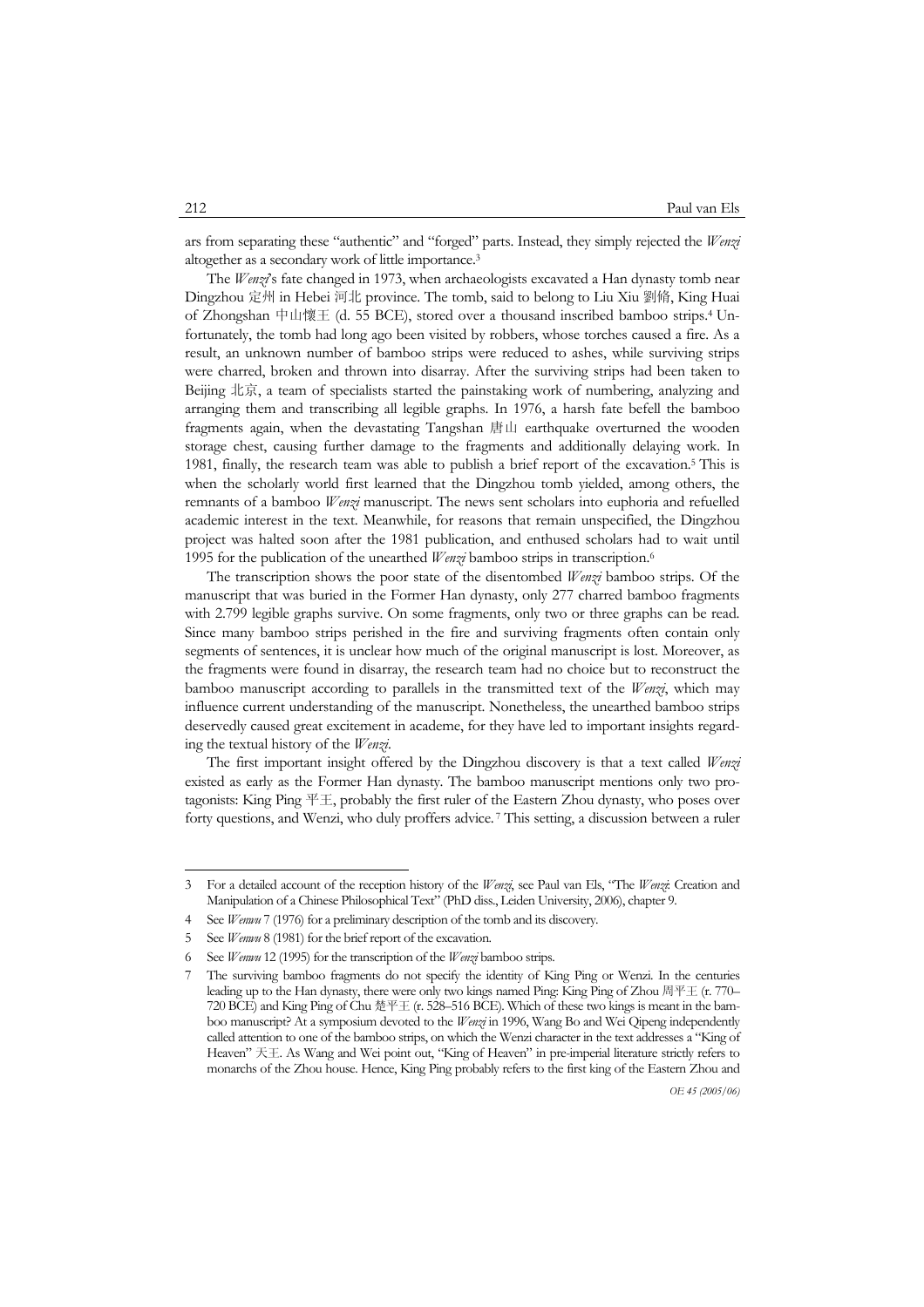ars from separating these "authentic" and "forged" parts. Instead, they simply rejected the *Wenzi* altogether as a secondary work of little importance.[3]

The *Wenzi*'s fate changed in 1973, when archaeologists excavated a Han dynasty tomb near Dingzhou 定州 in Hebei 河北 province. The tomb, said to belong to Liu Xiu 劉脩, King Huai of Zhongshan 中山懷王 (d. 55 BCE), stored over a thousand inscribed bamboo strips.[4] Unfortunately, the tomb had long ago been visited by robbers, whose torches caused a fire. As a result, an unknown number of bamboo strips were reduced to ashes, while surviving strips were charred, broken and thrown into disarray. After the surviving strips had been taken to Beijing 北京, a team of specialists started the painstaking work of numbering, analyzing and arranging them and transcribing all legible graphs. In 1976, a harsh fate befell the bamboo fragments again, when the devastating Tangshan 唐山 earthquake overturned the wooden storage chest, causing further damage to the fragments and additionally delaying work. In 1981, finally, the research team was able to publish a brief report of the excavation.[5] This is when the scholarly world first learned that the Dingzhou tomb yielded, among others, the remnants of a bamboo *Wenzi* manuscript. The news sent scholars into euphoria and refuelled academic interest in the text. Meanwhile, for reasons that remain unspecified, the Dingzhou project was halted soon after the 1981 publication, and enthused scholars had to wait until 1995 for the publication of the unearthed *Wenzi* bamboo strips in transcription.[6]

The transcription shows the poor state of the disentombed *Wenzi* bamboo strips. Of the manuscript that was buried in the Former Han dynasty, only 277 charred bamboo fragments with 2.799 legible graphs survive. On some fragments, only two or three graphs can be read. Since many bamboo strips perished in the fire and surviving fragments often contain only segments of sentences, it is unclear how much of the original manuscript is lost. Moreover, as the fragments were found in disarray, the research team had no choice but to reconstruct the bamboo manuscript according to parallels in the transmitted text of the *Wenzi*, which may influence current understanding of the manuscript. Nonetheless, the unearthed bamboo strips deservedly caused great excitement in academe, for they have led to important insights regarding the textual history of the *Wenzi*.

The first important insight offered by the Dingzhou discovery is that a text called *Wenzi* existed as early as the Former Han dynasty. The bamboo manuscript mentions only two protagonists: King Ping 平王, probably the first ruler of the Eastern Zhou dynasty, who poses over forty questions, and Wenzi, who duly proffers advice.[7] This setting, a discussion between a ruler

---

3 For a detailed account of the reception history of the *Wenzi*, see Paul van Els, "The *Wenzi*: Creation and Manipulation of a Chinese Philosophical Text" (PhD diss., Leiden University, 2006), chapter 9.

4 See *Wenwu* 7 (1976) for a preliminary description of the tomb and its discovery.

5 See *Wenwu* 8 (1981) for the brief report of the excavation.

6 See *Wenwu* 12 (1995) for the transcription of the *Wenzi* bamboo strips.

7 The surviving bamboo fragments do not specify the identity of King Ping or Wenzi. In the centuries leading up to the Han dynasty, there were only two kings named Ping: King Ping of Zhou 周平王 (r. 770–720 BCE) and King Ping of Chu 楚平王 (r. 528–516 BCE). Which of these two kings is meant in the bamboo manuscript? At a symposium devoted to the *Wenzi* in 1996, Wang Bo and Wei Qipeng independently called attention to one of the bamboo strips, on which the Wenzi character in the text addresses a "King of Heaven" 天王. As Wang and Wei point out, "King of Heaven" in pre-imperial literature strictly refers to monarchs of the Zhou house. Hence, King Ping probably refers to the first king of the Eastern Zhou and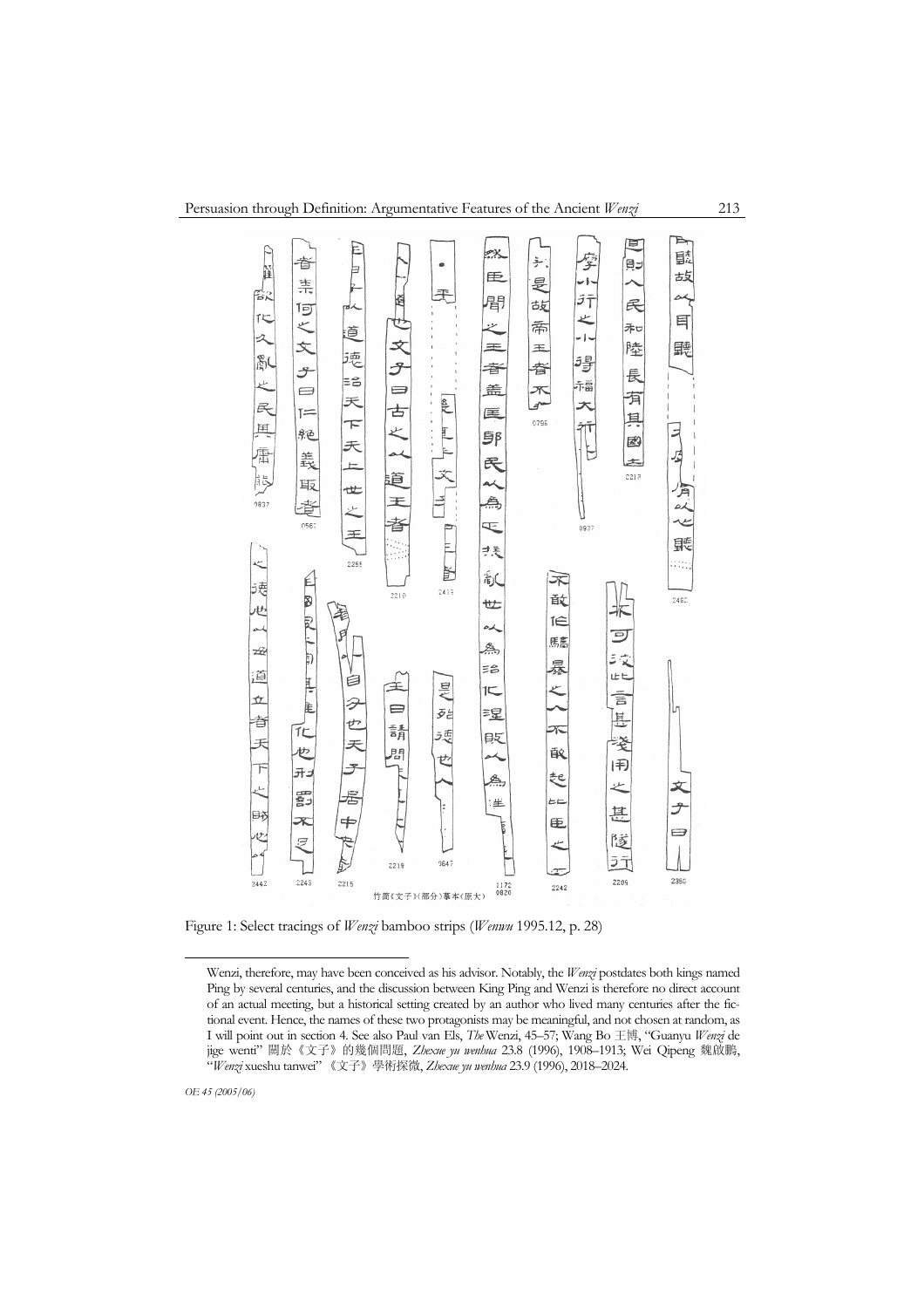Figure 1: Select tracings of *Wenzi* bamboo strips (*Wenwu* 1995.12, p. 28)

Wenzi, therefore, may have been conceived as his advisor. Notably, the *Wenzi* postdates both kings named Ping by several centuries, and the discussion between King Ping and Wenzi is therefore no direct account of an actual meeting, but a historical setting created by an author who lived many centuries after the fictional event. Hence, the names of these two protagonists may be meaningful, and not chosen at random, as I will point out in section 4. See also Paul van Els, *The* Wenzi, 45–57; Wang Bo 王博, "Guanyu *Wenzi* de jige wenti" 關於《文子》的幾個問題, *Zhexue yu wenhua* 23.8 (1996), 1908–1913; Wei Qipeng 魏啟鵬, "*Wenzi* xueshu tanwei" 《文子》學術探微, *Zhexue yu wenhua* 23.9 (1996), 2018–2024.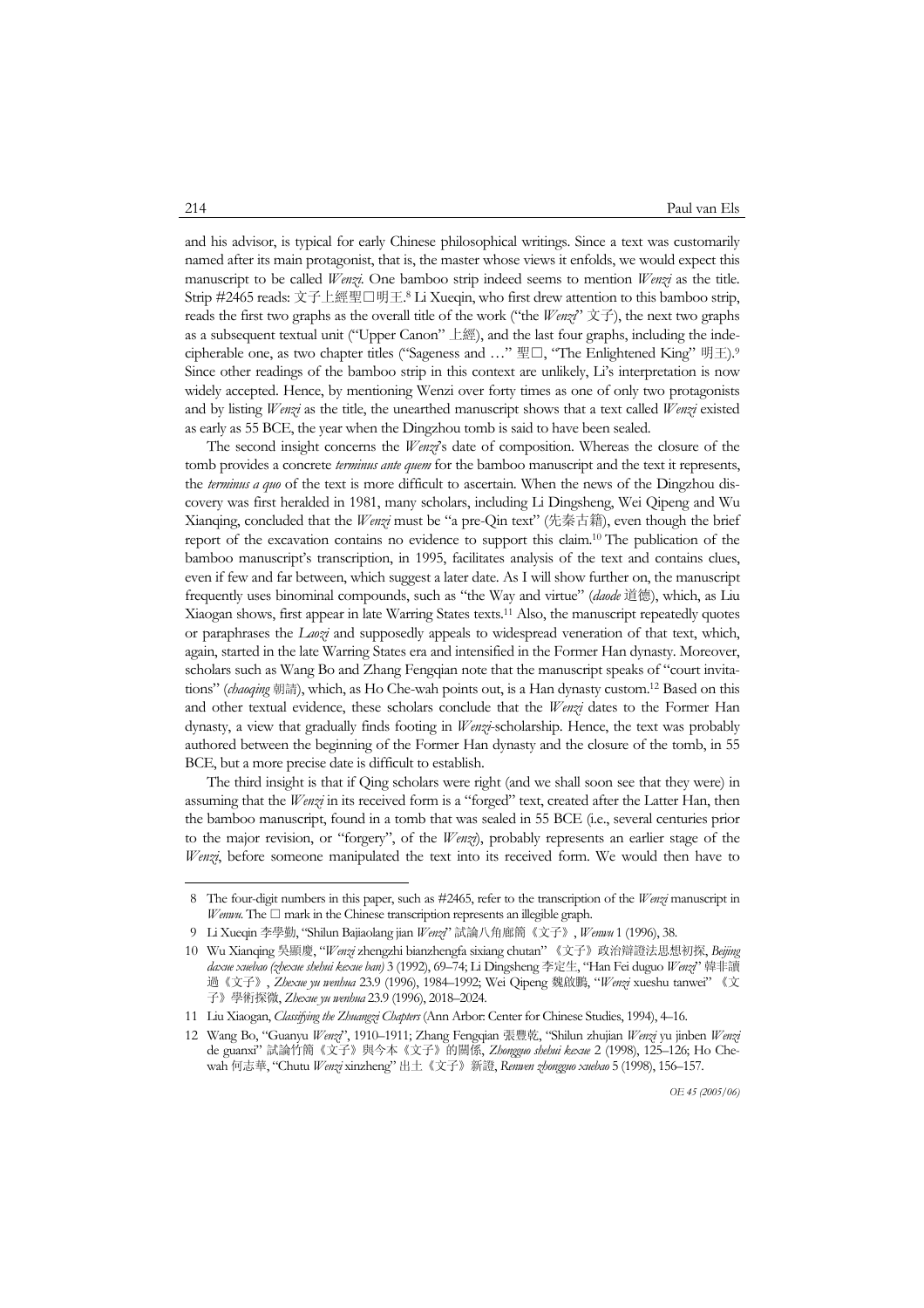and his advisor, is typical for early Chinese philosophical writings. Since a text was customarily named after its main protagonist, that is, the master whose views it enfolds, we would expect this manuscript to be called *Wenzi*. One bamboo strip indeed seems to mention *Wenzi* as the title. Strip #2465 reads: 文子上經聖□明王.[8] Li Xueqin, who first drew attention to this bamboo strip, reads the first two graphs as the overall title of the work ("the *Wenzi*" 文子), the next two graphs as a subsequent textual unit ("Upper Canon" 上經), and the last four graphs, including the indecipherable one, as two chapter titles ("Sageness and …" 聖□, "The Enlightened King" 明王).[9] Since other readings of the bamboo strip in this context are unlikely, Li's interpretation is now widely accepted. Hence, by mentioning Wenzi over forty times as one of only two protagonists and by listing *Wenzi* as the title, the unearthed manuscript shows that a text called *Wenzi* existed as early as 55 BCE, the year when the Dingzhou tomb is said to have been sealed.

The second insight concerns the *Wenzi*'s date of composition. Whereas the closure of the tomb provides a concrete *terminus ante quem* for the bamboo manuscript and the text it represents, the *terminus a quo* of the text is more difficult to ascertain. When the news of the Dingzhou discovery was first heralded in 1981, many scholars, including Li Dingsheng, Wei Qipeng and Wu Xianqing, concluded that the *Wenzi* must be "a pre-Qin text" (先秦古籍), even though the brief report of the excavation contains no evidence to support this claim.[10] The publication of the bamboo manuscript's transcription, in 1995, facilitates analysis of the text and contains clues, even if few and far between, which suggest a later date. As I will show further on, the manuscript frequently uses binominal compounds, such as "the Way and virtue" (*daode* 道德), which, as Liu Xiaogan shows, first appear in late Warring States texts.[11] Also, the manuscript repeatedly quotes or paraphrases the *Laozi* and supposedly appeals to widespread veneration of that text, which, again, started in the late Warring States era and intensified in the Former Han dynasty. Moreover, scholars such as Wang Bo and Zhang Fengqian note that the manuscript speaks of "court invitations" (*chaoqing* 朝請), which, as Ho Che-wah points out, is a Han dynasty custom.[12] Based on this and other textual evidence, these scholars conclude that the *Wenzi* dates to the Former Han dynasty, a view that gradually finds footing in *Wenzi*-scholarship. Hence, the text was probably authored between the beginning of the Former Han dynasty and the closure of the tomb, in 55 BCE, but a more precise date is difficult to establish.

The third insight is that if Qing scholars were right (and we shall soon see that they were) in assuming that the *Wenzi* in its received form is a "forged" text, created after the Latter Han, then the bamboo manuscript, found in a tomb that was sealed in 55 BCE (i.e., several centuries prior to the major revision, or "forgery", of the *Wenzi*), probably represents an earlier stage of the *Wenzi*, before someone manipulated the text into its received form. We would then have to

---

8 The four-digit numbers in this paper, such as #2465, refer to the transcription of the *Wenzi* manuscript in *Wenwu*. The □ mark in the Chinese transcription represents an illegible graph.

9 Li Xueqin 李學勤, "Shilun Bajiaolang jian *Wenzi*" 試論八角廊簡《文子》, *Wenwu* 1 (1996), 38.

10 Wu Xianqing 吳顯慶, "*Wenzi* zhengzhi bianzhengfa sixiang chutan" 《文子》政治辯證法思想初探, *Beijing daxue xuebao (zhexue shehui kexue ban)* 3 (1992), 69–74; Li Dingsheng 李定生, "Han Fei duguo *Wenzi*" 韓非讀過《文子》, *Zhexue yu wenhua* 23.9 (1996), 1984–1992; Wei Qipeng 魏啟鵬, "*Wenzi* xueshu tanwei" 《文子》學術探微, *Zhexue yu wenhua* 23.9 (1996), 2018–2024.

11 Liu Xiaogan, *Classifying the Zhuangzi Chapters* (Ann Arbor: Center for Chinese Studies, 1994), 4–16.

12 Wang Bo, "Guanyu *Wenzi*", 1910–1911; Zhang Fengqian 張豐乾, "Shilun zhujian *Wenzi* yu jinben *Wenzi* de guanxi" 試論竹簡《文子》與今本《文子》的關係, *Zhongguo shehui kexue* 2 (1998), 125–126; Ho Che-wah 何志華, "Chutu *Wenzi* xinzheng" 出土《文子》新證, *Renwen zhongguo xuebao* 5 (1998), 156–157.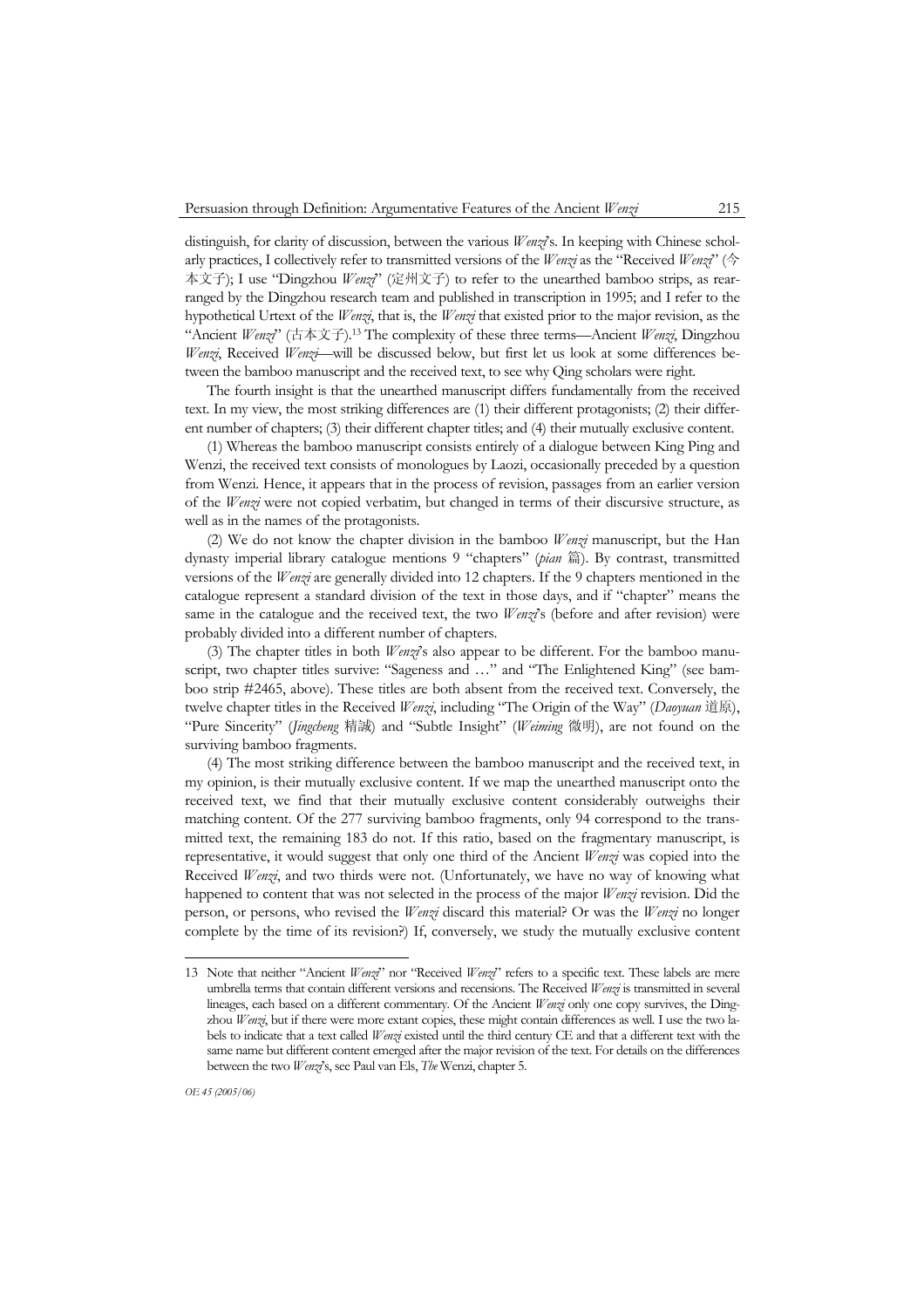distinguish, for clarity of discussion, between the various *Wenzi*'s. In keeping with Chinese scholarly practices, I collectively refer to transmitted versions of the *Wenzi* as the "Received *Wenzi*" (今本文子); I use "Dingzhou *Wenzi*" (定州文子) to refer to the unearthed bamboo strips, as rearranged by the Dingzhou research team and published in transcription in 1995; and I refer to the hypothetical Urtext of the *Wenzi*, that is, the *Wenzi* that existed prior to the major revision, as the "Ancient *Wenzi*" (古本文子).[13] The complexity of these three terms—Ancient *Wenzi*, Dingzhou *Wenzi*, Received *Wenzi*—will be discussed below, but first let us look at some differences between the bamboo manuscript and the received text, to see why Qing scholars were right.

The fourth insight is that the unearthed manuscript differs fundamentally from the received text. In my view, the most striking differences are (1) their different protagonists; (2) their different number of chapters; (3) their different chapter titles; and (4) their mutually exclusive content.

(1) Whereas the bamboo manuscript consists entirely of a dialogue between King Ping and Wenzi, the received text consists of monologues by Laozi, occasionally preceded by a question from Wenzi. Hence, it appears that in the process of revision, passages from an earlier version of the *Wenzi* were not copied verbatim, but changed in terms of their discursive structure, as well as in the names of the protagonists.

(2) We do not know the chapter division in the bamboo *Wenzi* manuscript, but the Han dynasty imperial library catalogue mentions 9 "chapters" (*pian* 篇). By contrast, transmitted versions of the *Wenzi* are generally divided into 12 chapters. If the 9 chapters mentioned in the catalogue represent a standard division of the text in those days, and if "chapter" means the same in the catalogue and the received text, the two *Wenzi*'s (before and after revision) were probably divided into a different number of chapters.

(3) The chapter titles in both *Wenzi*'s also appear to be different. For the bamboo manuscript, two chapter titles survive: "Sageness and …" and "The Enlightened King" (see bamboo strip #2465, above). These titles are both absent from the received text. Conversely, the twelve chapter titles in the Received *Wenzi*, including "The Origin of the Way" (*Daoyuan* 道原), "Pure Sincerity" (*Jingcheng* 精誠) and "Subtle Insight" (*Weiming* 微明), are not found on the surviving bamboo fragments.

(4) The most striking difference between the bamboo manuscript and the received text, in my opinion, is their mutually exclusive content. If we map the unearthed manuscript onto the received text, we find that their mutually exclusive content considerably outweighs their matching content. Of the 277 surviving bamboo fragments, only 94 correspond to the transmitted text, the remaining 183 do not. If this ratio, based on the fragmentary manuscript, is representative, it would suggest that only one third of the Ancient *Wenzi* was copied into the Received *Wenzi*, and two thirds were not. (Unfortunately, we have no way of knowing what happened to content that was not selected in the process of the major *Wenzi* revision. Did the person, or persons, who revised the *Wenzi* discard this material? Or was the *Wenzi* no longer complete by the time of its revision?) If, conversely, we study the mutually exclusive content

13 Note that neither "Ancient *Wenzi*" nor "Received *Wenzi*" refers to a specific text. These labels are mere umbrella terms that contain different versions and recensions. The Received *Wenzi* is transmitted in several lineages, each based on a different commentary. Of the Ancient *Wenzi* only one copy survives, the Dingzhou *Wenzi*, but if there were more extant copies, these might contain differences as well. I use the two labels to indicate that a text called *Wenzi* existed until the third century CE and that a different text with the same name but different content emerged after the major revision of the text. For details on the differences between the two *Wenzi*'s, see Paul van Els, *The* Wenzi, chapter 5.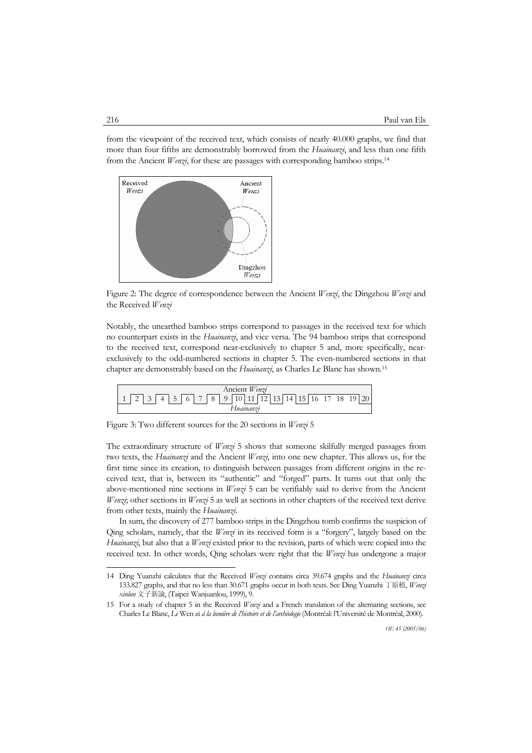from the viewpoint of the received text, which consists of nearly 40.000 graphs, we find that more than four fifths are demonstrably borrowed from the *Huainanzi*, and less than one fifth from the Ancient *Wenzi*, for these are passages with corresponding bamboo strips.[14]

Figure 2: The degree of correspondence between the Ancient *Wenzi*, the Dingzhou *Wenzi* and the Received *Wenzi*

Notably, the unearthed bamboo strips correspond to passages in the received text for which no counterpart exists in the *Huainanzi*, and vice versa. The 94 bamboo strips that correspond to the received text, correspond near-exclusively to chapter 5 and, more specifically, near-exclusively to the odd-numbered sections in chapter 5. The even-numbered sections in that chapter are demonstrably based on the *Huainanzi*, as Charles Le Blanc has shown.[15]

| Ancient *Wenzi* | | | | | | | | | | | | | | | | | | | |
|---|---|---|---|---|---|---|---|---|---|---|---|---|---|---|---|---|---|---|---|
| 1 | 2 | 3 | 4 | 5 | 6 | 7 | 8 | 9 | 10 | 11 | 12 | 13 | 14 | 15 | 16 | 17 | 18 | 19 | 20 |
| *Huainanzi* | | | | | | | | | | | | | | | | | | | |

Figure 3: Two different sources for the 20 sections in *Wenzi* 5

The extraordinary structure of *Wenzi* 5 shows that someone skilfully merged passages from two texts, the *Huainanzi* and the Ancient *Wenzi*, into one new chapter. This allows us, for the first time since its creation, to distinguish between passages from different origins in the received text, that is, between its "authentic" and "forged" parts. It turns out that only the above-mentioned nine sections in *Wenzi* 5 can be verifiably said to derive from the Ancient *Wenzi*; other sections in *Wenzi* 5 as well as sections in other chapters of the received text derive from other texts, mainly the *Huainanzi*.

In sum, the discovery of 277 bamboo strips in the Dingzhou tomb confirms the suspicion of Qing scholars, namely, that the *Wenzi* in its received form is a "forgery", largely based on the *Huainanzi*, but also that a *Wenzi* existed prior to the revision, parts of which were copied into the received text. In other words, Qing scholars were right that the *Wenzi* has undergone a major

---

14 Ding Yuanzhi calculates that the Received *Wenzi* contains circa 39.674 graphs and the *Huainanzi* circa 133.827 graphs, and that no less than 30.671 graphs occur in both texts. See Ding Yuanzhi 丁原植, *Wenzi xinlun* 文子新論, (Taipei: Wanjuanlou, 1999), 9.

15 For a study of chapter 5 in the Received *Wenzi* and a French translation of the alternating sections, see Charles Le Blanc, *Le* Wen zi *à la lumière de l'histoire et de l'archéologie* (Montréal: l'Université de Montréal, 2000).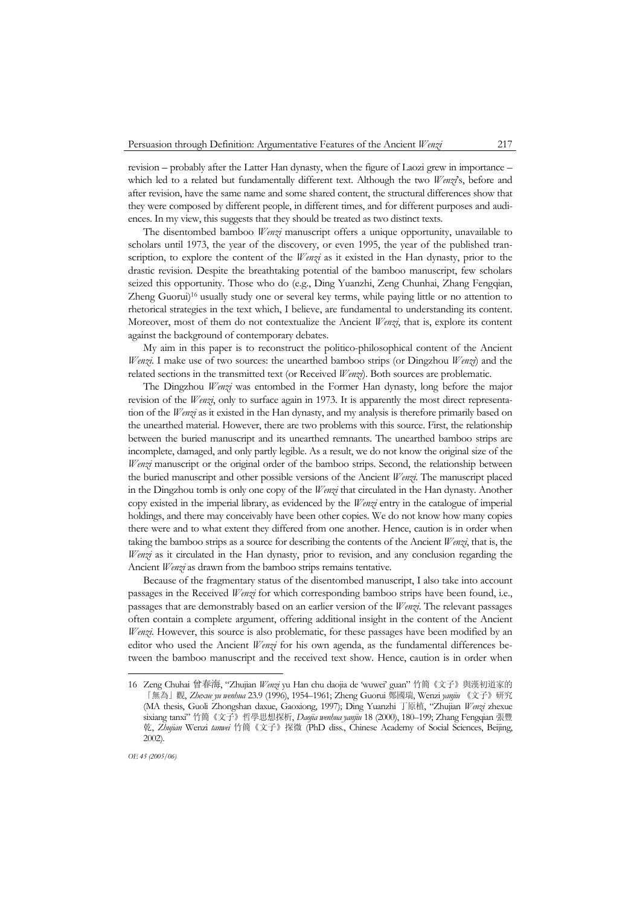revision – probably after the Latter Han dynasty, when the figure of Laozi grew in importance – which led to a related but fundamentally different text. Although the two *Wenzi*'s, before and after revision, have the same name and some shared content, the structural differences show that they were composed by different people, in different times, and for different purposes and audiences. In my view, this suggests that they should be treated as two distinct texts.

The disentombed bamboo *Wenzi* manuscript offers a unique opportunity, unavailable to scholars until 1973, the year of the discovery, or even 1995, the year of the published transcription, to explore the content of the *Wenzi* as it existed in the Han dynasty, prior to the drastic revision. Despite the breathtaking potential of the bamboo manuscript, few scholars seized this opportunity. Those who do (e.g., Ding Yuanzhi, Zeng Chunhai, Zhang Fengqian, Zheng Guorui)[16] usually study one or several key terms, while paying little or no attention to rhetorical strategies in the text which, I believe, are fundamental to understanding its content. Moreover, most of them do not contextualize the Ancient *Wenzi*, that is, explore its content against the background of contemporary debates.

My aim in this paper is to reconstruct the politico-philosophical content of the Ancient *Wenzi*. I make use of two sources: the unearthed bamboo strips (or Dingzhou *Wenzi*) and the related sections in the transmitted text (or Received *Wenzi*). Both sources are problematic.

The Dingzhou *Wenzi* was entombed in the Former Han dynasty, long before the major revision of the *Wenzi*, only to surface again in 1973. It is apparently the most direct representation of the *Wenzi* as it existed in the Han dynasty, and my analysis is therefore primarily based on the unearthed material. However, there are two problems with this source. First, the relationship between the buried manuscript and its unearthed remnants. The unearthed bamboo strips are incomplete, damaged, and only partly legible. As a result, we do not know the original size of the *Wenzi* manuscript or the original order of the bamboo strips. Second, the relationship between the buried manuscript and other possible versions of the Ancient *Wenzi*. The manuscript placed in the Dingzhou tomb is only one copy of the *Wenzi* that circulated in the Han dynasty. Another copy existed in the imperial library, as evidenced by the *Wenzi* entry in the catalogue of imperial holdings, and there may conceivably have been other copies. We do not know how many copies there were and to what extent they differed from one another. Hence, caution is in order when taking the bamboo strips as a source for describing the contents of the Ancient *Wenzi*, that is, the *Wenzi* as it circulated in the Han dynasty, prior to revision, and any conclusion regarding the Ancient *Wenzi* as drawn from the bamboo strips remains tentative.

Because of the fragmentary status of the disentombed manuscript, I also take into account passages in the Received *Wenzi* for which corresponding bamboo strips have been found, i.e., passages that are demonstrably based on an earlier version of the *Wenzi*. The relevant passages often contain a complete argument, offering additional insight in the content of the Ancient *Wenzi*. However, this source is also problematic, for these passages have been modified by an editor who used the Ancient *Wenzi* for his own agenda, as the fundamental differences between the bamboo manuscript and the received text show. Hence, caution is in order when

---

16 Zeng Chuhai 曾春海, "Zhujian *Wenzi* yu Han chu daojia de 'wuwei' guan" 竹簡《文子》與漢初道家的「無為」觀, *Zhexue yu wenhua* 23.9 (1996), 1954–1961; Zheng Guorui 鄭國瑞, Wenzi *yanjiu* 《文子》研究 (MA thesis, Guoli Zhongshan daxue, Gaoxiong, 1997); Ding Yuanzhi 丁原植, "Zhujian *Wenzi* zhexue sixiang tanxi" 竹簡《文子》哲學思想探析, *Daojia wenhua yanjiu* 18 (2000), 180–199; Zhang Fengqian 張豐乾, *Zhujian* Wenzi *tanwei* 竹簡《文子》探微 (PhD diss., Chinese Academy of Social Sciences, Beijing, 2002).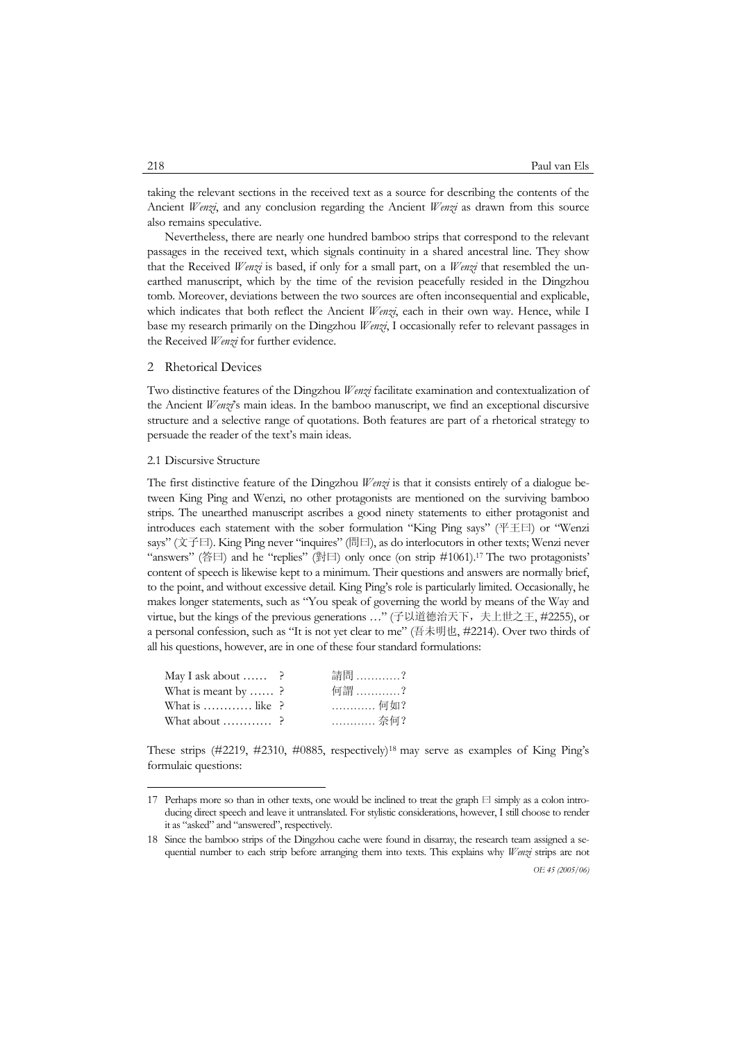taking the relevant sections in the received text as a source for describing the contents of the Ancient *Wenzi*, and any conclusion regarding the Ancient *Wenzi* as drawn from this source also remains speculative.

Nevertheless, there are nearly one hundred bamboo strips that correspond to the relevant passages in the received text, which signals continuity in a shared ancestral line. They show that the Received *Wenzi* is based, if only for a small part, on a *Wenzi* that resembled the unearthed manuscript, which by the time of the revision peacefully resided in the Dingzhou tomb. Moreover, deviations between the two sources are often inconsequential and explicable, which indicates that both reflect the Ancient *Wenzi*, each in their own way. Hence, while I base my research primarily on the Dingzhou *Wenzi*, I occasionally refer to relevant passages in the Received *Wenzi* for further evidence.

## 2 Rhetorical Devices

Two distinctive features of the Dingzhou *Wenzi* facilitate examination and contextualization of the Ancient *Wenzi*'s main ideas. In the bamboo manuscript, we find an exceptional discursive structure and a selective range of quotations. Both features are part of a rhetorical strategy to persuade the reader of the text's main ideas.

### 2.1 Discursive Structure

The first distinctive feature of the Dingzhou *Wenzi* is that it consists entirely of a dialogue between King Ping and Wenzi, no other protagonists are mentioned on the surviving bamboo strips. The unearthed manuscript ascribes a good ninety statements to either protagonist and introduces each statement with the sober formulation "King Ping says" (平王曰) or "Wenzi says" (文子曰). King Ping never "inquires" (問曰), as do interlocutors in other texts; Wenzi never "answers" (答曰) and he "replies" (對曰) only once (on strip #1061).[17] The two protagonists' content of speech is likewise kept to a minimum. Their questions and answers are normally brief, to the point, and without excessive detail. King Ping's role is particularly limited. Occasionally, he makes longer statements, such as "You speak of governing the world by means of the Way and virtue, but the kings of the previous generations …" (子以道德治天下，夫上世之王, #2255), or a personal confession, such as "It is not yet clear to me" (吾未明也, #2214). Over two thirds of all his questions, however, are in one of these four standard formulations:

| | |
|---|---|
| May I ask about …… ? | 請問 …………? |
| What is meant by …… ? | 何謂 …………? |
| What is ………… like ? | ………… 何如? |
| What about ………… ? | ………… 奈何? |

These strips (#2219, #2310, #0885, respectively)[18] may serve as examples of King Ping's formulaic questions:

---

17 Perhaps more so than in other texts, one would be inclined to treat the graph 曰 simply as a colon introducing direct speech and leave it untranslated. For stylistic considerations, however, I still choose to render it as "asked" and "answered", respectively.

18 Since the bamboo strips of the Dingzhou cache were found in disarray, the research team assigned a sequential number to each strip before arranging them into texts. This explains why *Wenzi* strips are not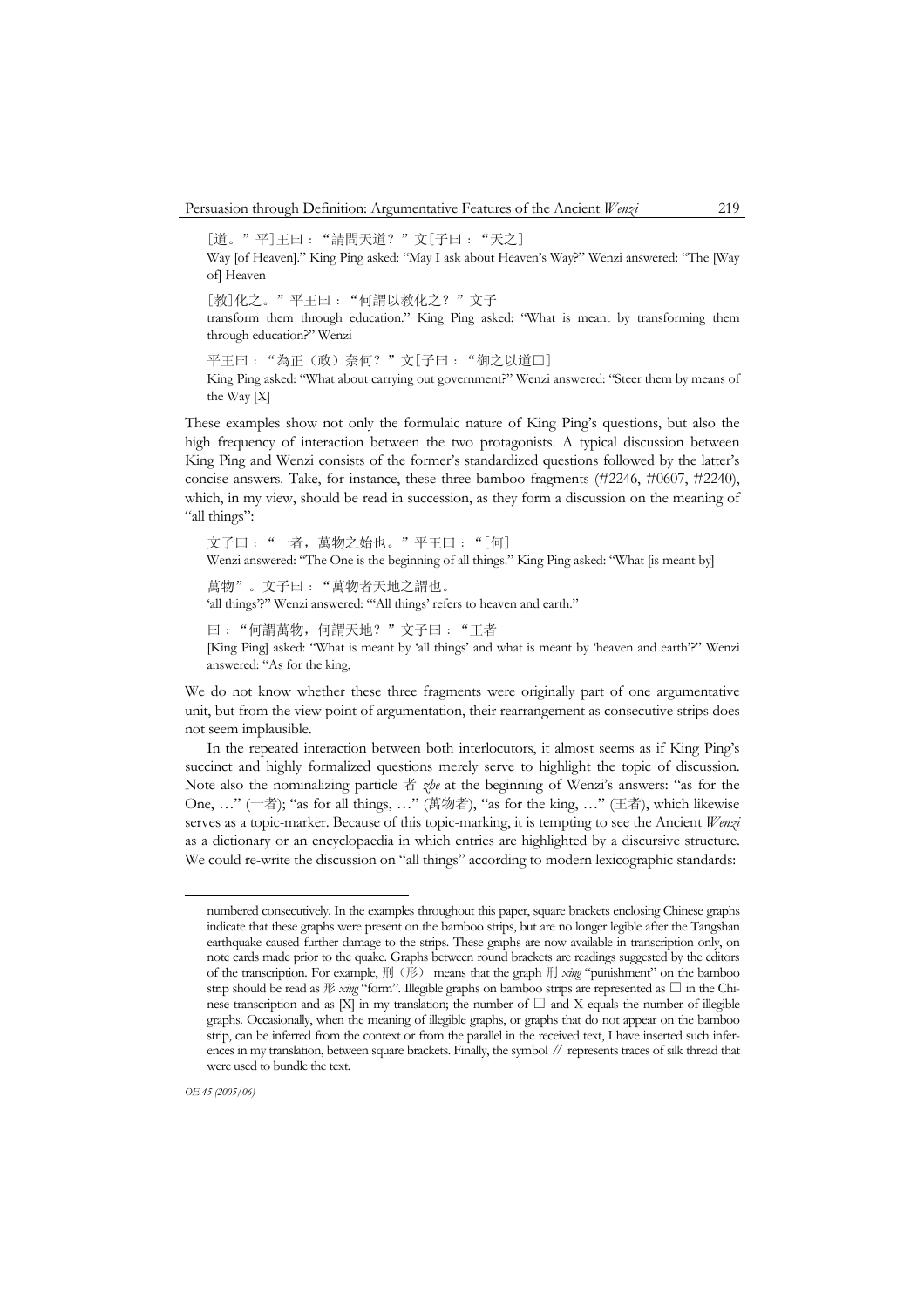［道。”平］王曰：“請問天道？”文［子曰：“天之］

Way [of Heaven].” King Ping asked: “May I ask about Heaven’s Way?” Wenzi answered: “The [Way of] Heaven

［教］化之。”平王曰：“何謂以教化之？”文子

transform them through education.” King Ping asked: “What is meant by transforming them through education?” Wenzi

平王曰：“為正（政）奈何？”文［子曰：“御之以道□］

King Ping asked: “What about carrying out government?” Wenzi answered: “Steer them by means of the Way [X]

These examples show not only the formulaic nature of King Ping’s questions, but also the high frequency of interaction between the two protagonists. A typical discussion between King Ping and Wenzi consists of the former’s standardized questions followed by the latter’s concise answers. Take, for instance, these three bamboo fragments (#2246, #0607, #2240), which, in my view, should be read in succession, as they form a discussion on the meaning of “all things”:

文子曰：“一者，萬物之始也。”平王曰：“［何］

Wenzi answered: “The One is the beginning of all things.” King Ping asked: “What [is meant by]

萬物”。文子曰：“萬物者天地之謂也。

‘all things’?” Wenzi answered: “‘All things’ refers to heaven and earth.”

曰：“何謂萬物，何謂天地？”文子曰：“王者

[King Ping] asked: “What is meant by ‘all things’ and what is meant by ‘heaven and earth’?” Wenzi answered: “As for the king,

We do not know whether these three fragments were originally part of one argumentative unit, but from the view point of argumentation, their rearrangement as consecutive strips does not seem implausible.

In the repeated interaction between both interlocutors, it almost seems as if King Ping’s succinct and highly formalized questions merely serve to highlight the topic of discussion. Note also the nominalizing particle 者 *zhe* at the beginning of Wenzi’s answers: “as for the One, …” (一者); “as for all things, …” (萬物者), “as for the king, …” (王者), which likewise serves as a topic-marker. Because of this topic-marking, it is tempting to see the Ancient *Wenzi* as a dictionary or an encyclopaedia in which entries are highlighted by a discursive structure. We could re-write the discussion on “all things” according to modern lexicographic standards:

---

numbered consecutively. In the examples throughout this paper, square brackets enclosing Chinese graphs indicate that these graphs were present on the bamboo strips, but are no longer legible after the Tangshan earthquake caused further damage to the strips. These graphs are now available in transcription only, on note cards made prior to the quake. Graphs between round brackets are readings suggested by the editors of the transcription. For example, 刑（形） means that the graph 刑 *xing* “punishment” on the bamboo strip should be read as 形 *xing* “form”. Illegible graphs on bamboo strips are represented as □ in the Chinese transcription and as [X] in my translation; the number of □ and X equals the number of illegible graphs. Occasionally, when the meaning of illegible graphs, or graphs that do not appear on the bamboo strip, can be inferred from the context or from the parallel in the received text, I have inserted such inferences in my translation, between square brackets. Finally, the symbol // represents traces of silk thread that were used to bundle the text.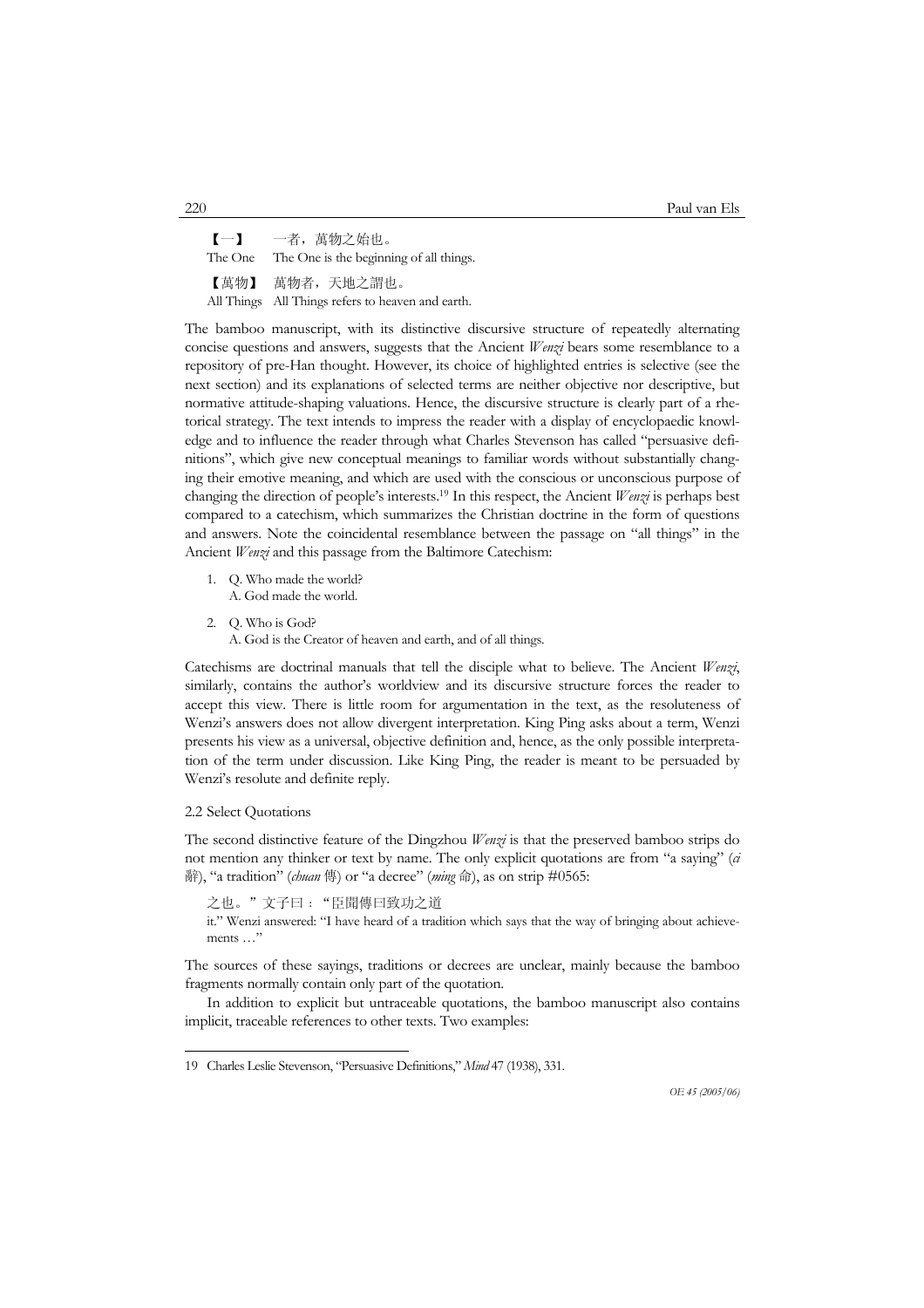【一】　一者，萬物之始也。
The One　The One is the beginning of all things.

【萬物】　萬物者，天地之謂也。
All Things　All Things refers to heaven and earth.

The bamboo manuscript, with its distinctive discursive structure of repeatedly alternating concise questions and answers, suggests that the Ancient *Wenzi* bears some resemblance to a repository of pre-Han thought. However, its choice of highlighted entries is selective (see the next section) and its explanations of selected terms are neither objective nor descriptive, but normative attitude-shaping valuations. Hence, the discursive structure is clearly part of a rhetorical strategy. The text intends to impress the reader with a display of encyclopaedic knowledge and to influence the reader through what Charles Stevenson has called "persuasive definitions", which give new conceptual meanings to familiar words without substantially changing their emotive meaning, and which are used with the conscious or unconscious purpose of changing the direction of people's interests.[19] In this respect, the Ancient *Wenzi* is perhaps best compared to a catechism, which summarizes the Christian doctrine in the form of questions and answers. Note the coincidental resemblance between the passage on "all things" in the Ancient *Wenzi* and this passage from the Baltimore Catechism:

1. Q. Who made the world?
   A. God made the world.
2. Q. Who is God?
   A. God is the Creator of heaven and earth, and of all things.

Catechisms are doctrinal manuals that tell the disciple what to believe. The Ancient *Wenzi*, similarly, contains the author's worldview and its discursive structure forces the reader to accept this view. There is little room for argumentation in the text, as the resoluteness of Wenzi's answers does not allow divergent interpretation. King Ping asks about a term, Wenzi presents his view as a universal, objective definition and, hence, as the only possible interpretation of the term under discussion. Like King Ping, the reader is meant to be persuaded by Wenzi's resolute and definite reply.

### 2.2 Select Quotations

The second distinctive feature of the Dingzhou *Wenzi* is that the preserved bamboo strips do not mention any thinker or text by name. The only explicit quotations are from "a saying" (*ci* 辭), "a tradition" (*chuan* 傳) or "a decree" (*ming* 命), as on strip #0565:

之也。"文子曰："臣聞傳曰致功之道
it." Wenzi answered: "I have heard of a tradition which says that the way of bringing about achievements …"

The sources of these sayings, traditions or decrees are unclear, mainly because the bamboo fragments normally contain only part of the quotation.

In addition to explicit but untraceable quotations, the bamboo manuscript also contains implicit, traceable references to other texts. Two examples:

---

19 Charles Leslie Stevenson, "Persuasive Definitions," *Mind* 47 (1938), 331.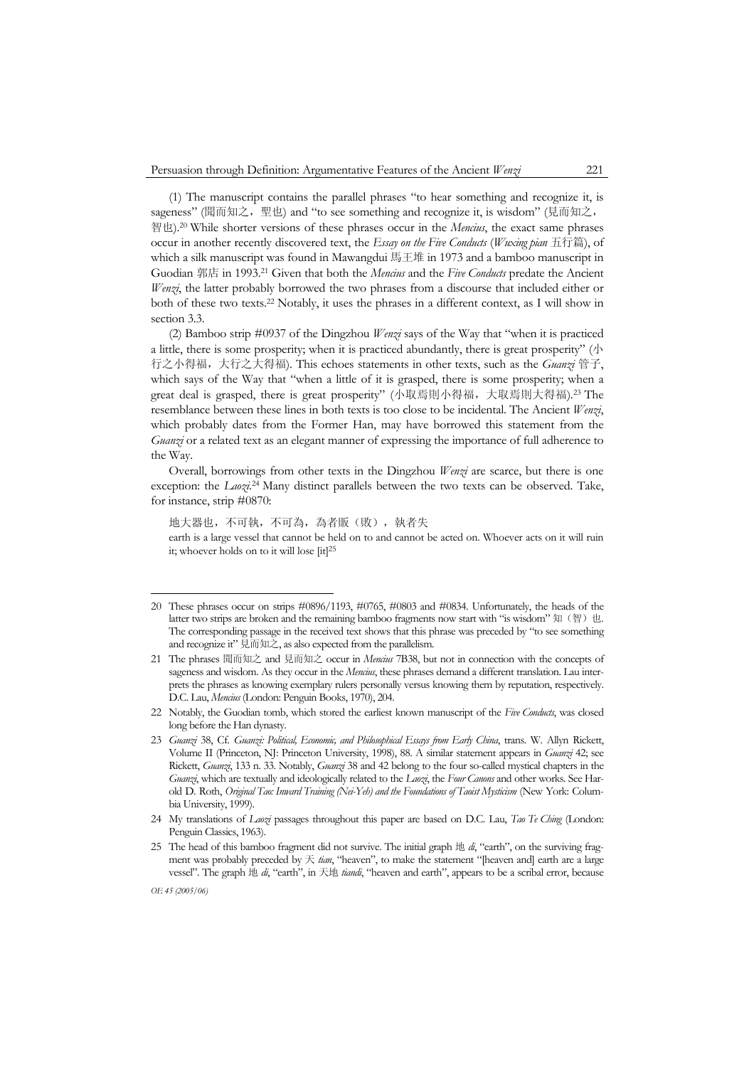(1) The manuscript contains the parallel phrases "to hear something and recognize it, is sageness" (聞而知之，聖也) and "to see something and recognize it, is wisdom" (見而知之，智也).[20] While shorter versions of these phrases occur in the *Mencius*, the exact same phrases occur in another recently discovered text, the *Essay on the Five Conducts* (*Wuxing pian* 五行篇), of which a silk manuscript was found in Mawangdui 馬王堆 in 1973 and a bamboo manuscript in Guodian 郭店 in 1993.[21] Given that both the *Mencius* and the *Five Conducts* predate the Ancient *Wenzi*, the latter probably borrowed the two phrases from a discourse that included either or both of these two texts.[22] Notably, it uses the phrases in a different context, as I will show in section 3.3.

(2) Bamboo strip #0937 of the Dingzhou *Wenzi* says of the Way that "when it is practiced a little, there is some prosperity; when it is practiced abundantly, there is great prosperity" (小行之小得福，大行之大得福). This echoes statements in other texts, such as the *Guanzi* 管子, which says of the Way that "when a little of it is grasped, there is some prosperity; when a great deal is grasped, there is great prosperity" (小取焉則小得福，大取焉則大得福).[23] The resemblance between these lines in both texts is too close to be incidental. The Ancient *Wenzi*, which probably dates from the Former Han, may have borrowed this statement from the *Guanzi* or a related text as an elegant manner of expressing the importance of full adherence to the Way.

Overall, borrowings from other texts in the Dingzhou *Wenzi* are scarce, but there is one exception: the *Laozi*.[24] Many distinct parallels between the two texts can be observed. Take, for instance, strip #0870:

> 地大器也，不可執，不可為，為者販（敗），執者失
> earth is a large vessel that cannot be held on to and cannot be acted on. Whoever acts on it will ruin it; whoever holds on to it will lose [it][25]

---

20 These phrases occur on strips #0896/1193, #0765, #0803 and #0834. Unfortunately, the heads of the latter two strips are broken and the remaining bamboo fragments now start with "is wisdom" 知（智）也. The corresponding passage in the received text shows that this phrase was preceded by "to see something and recognize it" 見而知之, as also expected from the parallelism.

21 The phrases 聞而知之 and 見而知之 occur in *Mencius* 7B38, but not in connection with the concepts of sageness and wisdom. As they occur in the *Mencius*, these phrases demand a different translation. Lau interprets the phrases as knowing exemplary rulers personally versus knowing them by reputation, respectively. D.C. Lau, *Mencius* (London: Penguin Books, 1970), 204.

22 Notably, the Guodian tomb, which stored the earliest known manuscript of the *Five Conducts*, was closed long before the Han dynasty.

23 *Guanzi* 38, Cf. *Guanzi: Political, Economic, and Philosophical Essays from Early China*, trans. W. Allyn Rickett, Volume II (Princeton, NJ: Princeton University, 1998), 88. A similar statement appears in *Guanzi* 42; see Rickett, *Guanzi*, 133 n. 33. Notably, *Guanzi* 38 and 42 belong to the four so-called mystical chapters in the *Guanzi*, which are textually and ideologically related to the *Laozi*, the *Four Canons* and other works. See Harold D. Roth, *Original Tao: Inward Training (Nei-Yeh) and the Foundations of Taoist Mysticism* (New York: Columbia University, 1999).

24 My translations of *Laozi* passages throughout this paper are based on D.C. Lau, *Tao Te Ching* (London: Penguin Classics, 1963).

25 The head of this bamboo fragment did not survive. The initial graph 地 *di*, "earth", on the surviving fragment was probably preceded by 天 *tian*, "heaven", to make the statement "[heaven and] earth are a large vessel". The graph 地 *di*, "earth", in 天地 *tiandi*, "heaven and earth", appears to be a scribal error, because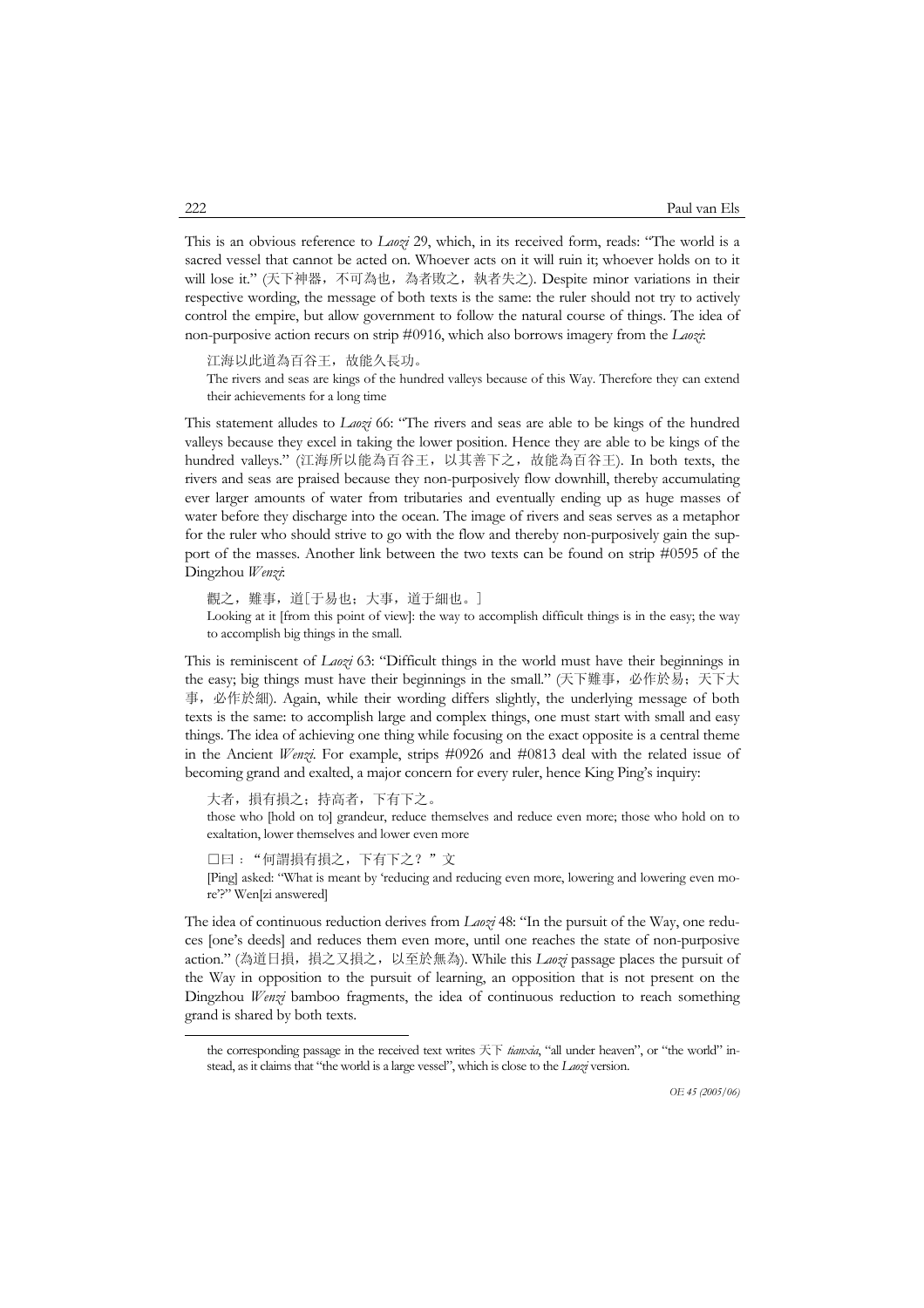This is an obvious reference to *Laozi* 29, which, in its received form, reads: "The world is a sacred vessel that cannot be acted on. Whoever acts on it will ruin it; whoever holds on to it will lose it." (天下神器，不可為也，為者敗之，執者失之). Despite minor variations in their respective wording, the message of both texts is the same: the ruler should not try to actively control the empire, but allow government to follow the natural course of things. The idea of non-purposive action recurs on strip #0916, which also borrows imagery from the *Laozi*:

> 江海以此道為百谷王，故能久長功。
>
> The rivers and seas are kings of the hundred valleys because of this Way. Therefore they can extend their achievements for a long time

This statement alludes to *Laozi* 66: "The rivers and seas are able to be kings of the hundred valleys because they excel in taking the lower position. Hence they are able to be kings of the hundred valleys." (江海所以能為百谷王，以其善下之，故能為百谷王). In both texts, the rivers and seas are praised because they non-purposively flow downhill, thereby accumulating ever larger amounts of water from tributaries and eventually ending up as huge masses of water before they discharge into the ocean. The image of rivers and seas serves as a metaphor for the ruler who should strive to go with the flow and thereby non-purposively gain the support of the masses. Another link between the two texts can be found on strip #0595 of the Dingzhou *Wenzi*:

> 觀之，難事，道[于易也；大事，道于細也。]
>
> Looking at it [from this point of view]: the way to accomplish difficult things is in the easy; the way to accomplish big things in the small.

This is reminiscent of *Laozi* 63: "Difficult things in the world must have their beginnings in the easy; big things must have their beginnings in the small." (天下難事，必作於易；天下大事，必作於細). Again, while their wording differs slightly, the underlying message of both texts is the same: to accomplish large and complex things, one must start with small and easy things. The idea of achieving one thing while focusing on the exact opposite is a central theme in the Ancient *Wenzi*. For example, strips #0926 and #0813 deal with the related issue of becoming grand and exalted, a major concern for every ruler, hence King Ping's inquiry:

> 大者，損有損之；持高者，下有下之。
>
> those who [hold on to] grandeur, reduce themselves and reduce even more; those who hold on to exaltation, lower themselves and lower even more

> □曰："何謂損有損之，下有下之？"文
>
> [Ping] asked: "What is meant by 'reducing and reducing even more, lowering and lowering even more'?" Wen[zi answered]

The idea of continuous reduction derives from *Laozi* 48: "In the pursuit of the Way, one reduces [one's deeds] and reduces them even more, until one reaches the state of non-purposive action." (為道日損，損之又損之，以至於無為). While this *Laozi* passage places the pursuit of the Way in opposition to the pursuit of learning, an opposition that is not present on the Dingzhou *Wenzi* bamboo fragments, the idea of continuous reduction to reach something grand is shared by both texts.

---

the corresponding passage in the received text writes 天下 *tianxia*, "all under heaven", or "the world" instead, as it claims that "the world is a large vessel", which is close to the *Laozi* version.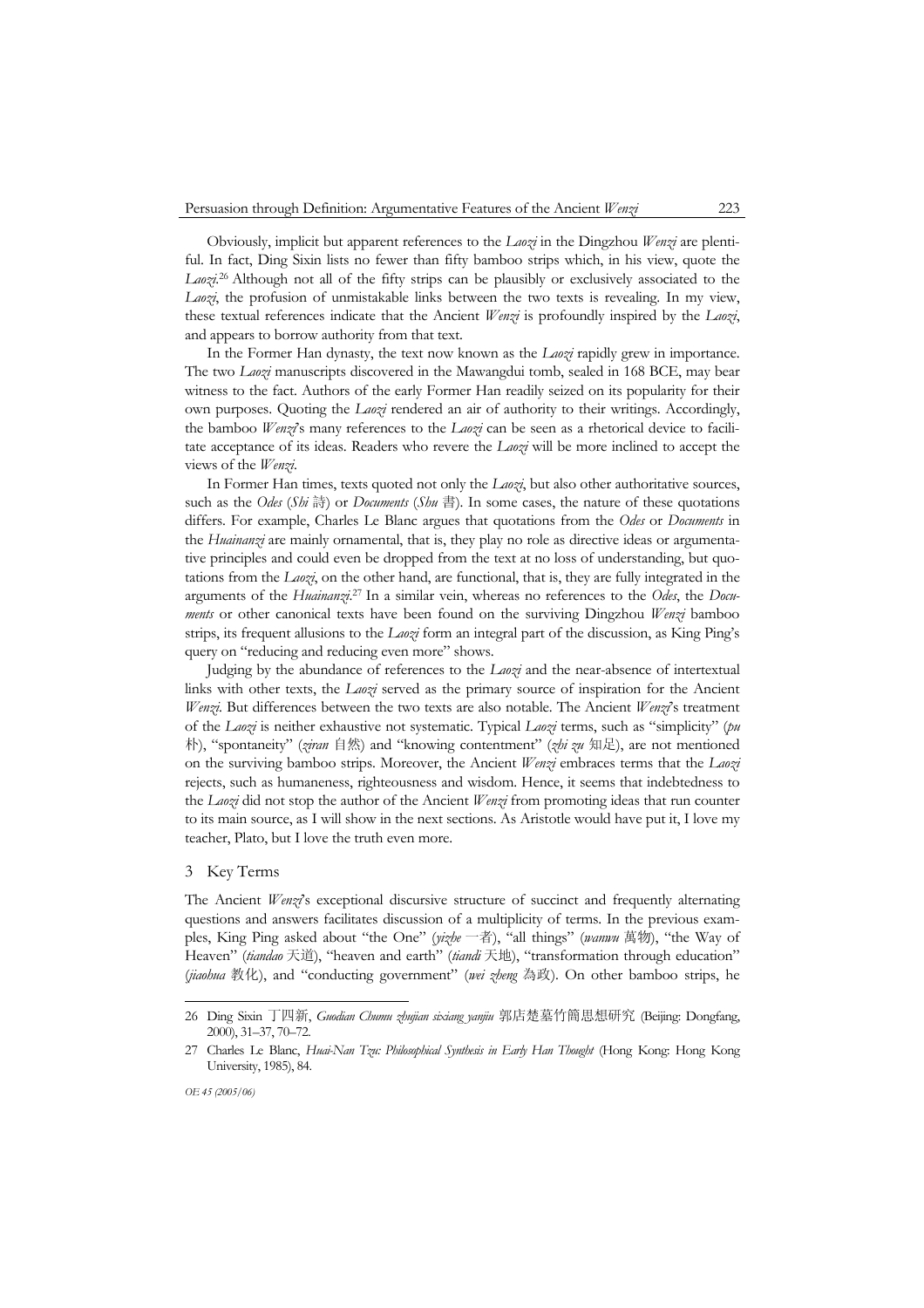Obviously, implicit but apparent references to the *Laozi* in the Dingzhou *Wenzi* are plentiful. In fact, Ding Sixin lists no fewer than fifty bamboo strips which, in his view, quote the *Laozi*.[26] Although not all of the fifty strips can be plausibly or exclusively associated to the *Laozi*, the profusion of unmistakable links between the two texts is revealing. In my view, these textual references indicate that the Ancient *Wenzi* is profoundly inspired by the *Laozi*, and appears to borrow authority from that text.

In the Former Han dynasty, the text now known as the *Laozi* rapidly grew in importance. The two *Laozi* manuscripts discovered in the Mawangdui tomb, sealed in 168 BCE, may bear witness to the fact. Authors of the early Former Han readily seized on its popularity for their own purposes. Quoting the *Laozi* rendered an air of authority to their writings. Accordingly, the bamboo *Wenzi*'s many references to the *Laozi* can be seen as a rhetorical device to facilitate acceptance of its ideas. Readers who revere the *Laozi* will be more inclined to accept the views of the *Wenzi*.

In Former Han times, texts quoted not only the *Laozi*, but also other authoritative sources, such as the *Odes* (*Shi* 詩) or *Documents* (*Shu* 書). In some cases, the nature of these quotations differs. For example, Charles Le Blanc argues that quotations from the *Odes* or *Documents* in the *Huainanzi* are mainly ornamental, that is, they play no role as directive ideas or argumentative principles and could even be dropped from the text at no loss of understanding, but quotations from the *Laozi*, on the other hand, are functional, that is, they are fully integrated in the arguments of the *Huainanzi*.[27] In a similar vein, whereas no references to the *Odes*, the *Documents* or other canonical texts have been found on the surviving Dingzhou *Wenzi* bamboo strips, its frequent allusions to the *Laozi* form an integral part of the discussion, as King Ping's query on "reducing and reducing even more" shows.

Judging by the abundance of references to the *Laozi* and the near-absence of intertextual links with other texts, the *Laozi* served as the primary source of inspiration for the Ancient *Wenzi*. But differences between the two texts are also notable. The Ancient *Wenzi*'s treatment of the *Laozi* is neither exhaustive not systematic. Typical *Laozi* terms, such as "simplicity" (*pu* 朴), "spontaneity" (*ziran* 自然) and "knowing contentment" (*zhi zu* 知足), are not mentioned on the surviving bamboo strips. Moreover, the Ancient *Wenzi* embraces terms that the *Laozi* rejects, such as humaneness, righteousness and wisdom. Hence, it seems that indebtedness to the *Laozi* did not stop the author of the Ancient *Wenzi* from promoting ideas that run counter to its main source, as I will show in the next sections. As Aristotle would have put it, I love my teacher, Plato, but I love the truth even more.

## 3 Key Terms

The Ancient *Wenzi*'s exceptional discursive structure of succinct and frequently alternating questions and answers facilitates discussion of a multiplicity of terms. In the previous examples, King Ping asked about "the One" (*yizhe* 一者), "all things" (*wanwu* 萬物), "the Way of Heaven" (*tiandao* 天道), "heaven and earth" (*tiandi* 天地), "transformation through education" (*jiaohua* 教化), and "conducting government" (*wei zheng* 為政). On other bamboo strips, he

---

26 Ding Sixin 丁四新, *Guodian Chumu zhujian sixiang yanjiu* 郭店楚墓竹簡思想研究 (Beijing: Dongfang, 2000), 31–37, 70–72.

27 Charles Le Blanc, *Huai-Nan Tzu: Philosophical Synthesis in Early Han Thought* (Hong Kong: Hong Kong University, 1985), 84.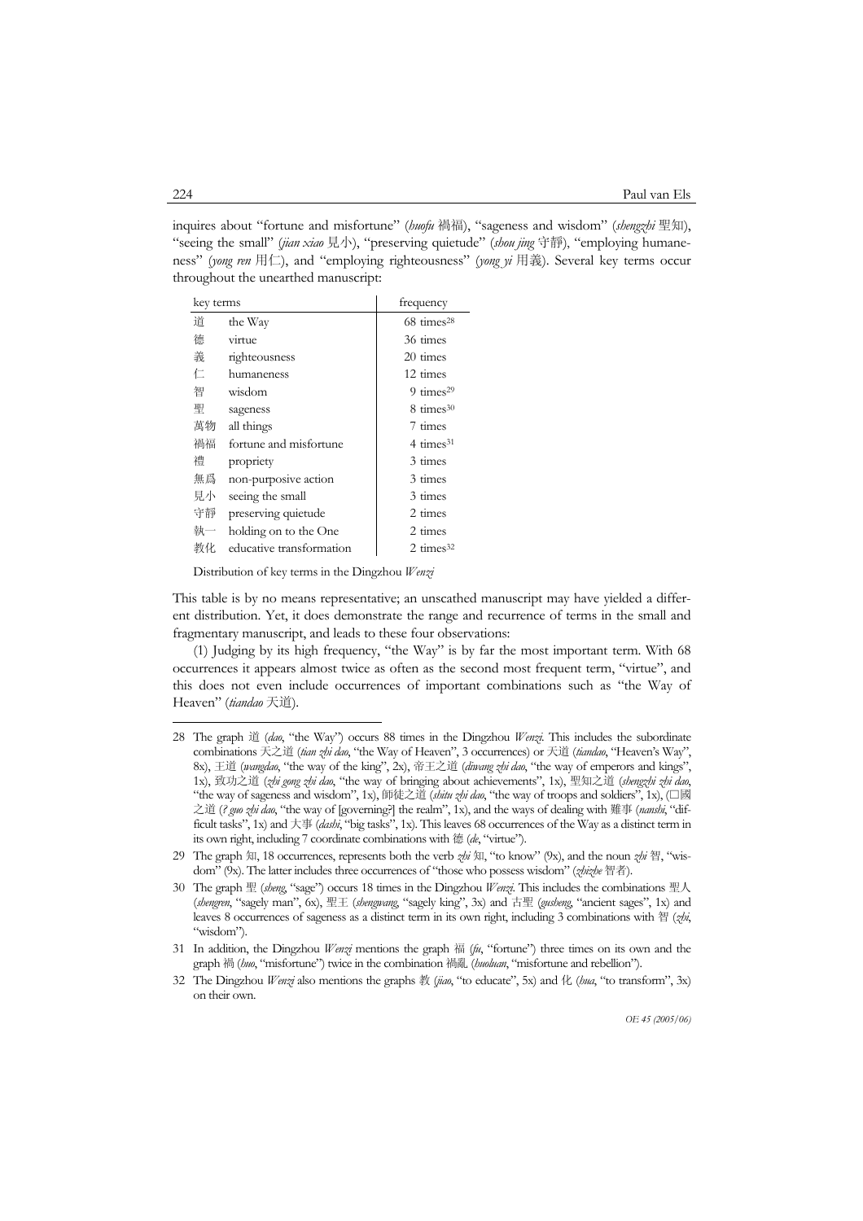inquires about "fortune and misfortune" (*huofu* 禍福), "sageness and wisdom" (*shengzhi* 聖知), "seeing the small" (*jian xiao* 見小), "preserving quietude" (*shou jing* 守靜), "employing humaneness" (*yong ren* 用仁), and "employing righteousness" (*yong yi* 用義). Several key terms occur throughout the unearthed manuscript:

| key terms | | frequency |
|---|---|---|
| 道 | the Way | 68 times[28] |
| 德 | virtue | 36 times |
| 義 | righteousness | 20 times |
| 仁 | humaneness | 12 times |
| 智 | wisdom | 9 times[29] |
| 聖 | sageness | 8 times[30] |
| 萬物 | all things | 7 times |
| 禍福 | fortune and misfortune | 4 times[31] |
| 禮 | propriety | 3 times |
| 無爲 | non-purposive action | 3 times |
| 見小 | seeing the small | 3 times |
| 守靜 | preserving quietude | 2 times |
| 執一 | holding on to the One | 2 times |
| 教化 | educative transformation | 2 times[32] |

Distribution of key terms in the Dingzhou *Wenzi*

This table is by no means representative; an unscathed manuscript may have yielded a different distribution. Yet, it does demonstrate the range and recurrence of terms in the small and fragmentary manuscript, and leads to these four observations:

(1) Judging by its high frequency, "the Way" is by far the most important term. With 68 occurrences it appears almost twice as often as the second most frequent term, "virtue", and this does not even include occurrences of important combinations such as "the Way of Heaven" (*tiandao* 天道).

---

28 The graph 道 (*dao*, "the Way") occurs 88 times in the Dingzhou *Wenzi*. This includes the subordinate combinations 天之道 (*tian zhi dao*, "the Way of Heaven", 3 occurrences) or 天道 (*tiandao*, "Heaven's Way", 8x), 王道 (*wangdao*, "the way of the king", 2x), 帝王之道 (*diwang zhi dao*, "the way of emperors and kings", 1x), 致功之道 (*zhi gong zhi dao*, "the way of bringing about achievements", 1x), 聖知之道 (*shengzhi zhi dao*, "the way of sageness and wisdom", 1x), 師徒之道 (*shitu zhi dao*, "the way of troops and soldiers", 1x), (□國之道 (*? guo zhi dao*, "the way of [governing?] the realm", 1x), and the ways of dealing with 難事 (*nanshi*, "difficult tasks", 1x) and 大事 (*dashi*, "big tasks", 1x). This leaves 68 occurrences of the Way as a distinct term in its own right, including 7 coordinate combinations with 德 (*de*, "virtue").

29 The graph 知, 18 occurrences, represents both the verb *zhi* 知, "to know" (9x), and the noun *zhi* 智, "wisdom" (9x). The latter includes three occurrences of "those who possess wisdom" (*zhizhe* 智者).

30 The graph 聖 (*sheng*, "sage") occurs 18 times in the Dingzhou *Wenzi*. This includes the combinations 聖人 (*shengren*, "sagely man", 6x), 聖王 (*shengwang*, "sagely king", 3x) and 古聖 (*gusheng*, "ancient sages", 1x) and leaves 8 occurrences of sageness as a distinct term in its own right, including 3 combinations with 智 (*zhi*, "wisdom").

31 In addition, the Dingzhou *Wenzi* mentions the graph 福 (*fu*, "fortune") three times on its own and the graph 禍 (*huo*, "misfortune") twice in the combination 禍亂 (*huoluan*, "misfortune and rebellion").

32 The Dingzhou *Wenzi* also mentions the graphs 教 (*jiao*, "to educate", 5x) and 化 (*hua*, "to transform", 3x) on their own.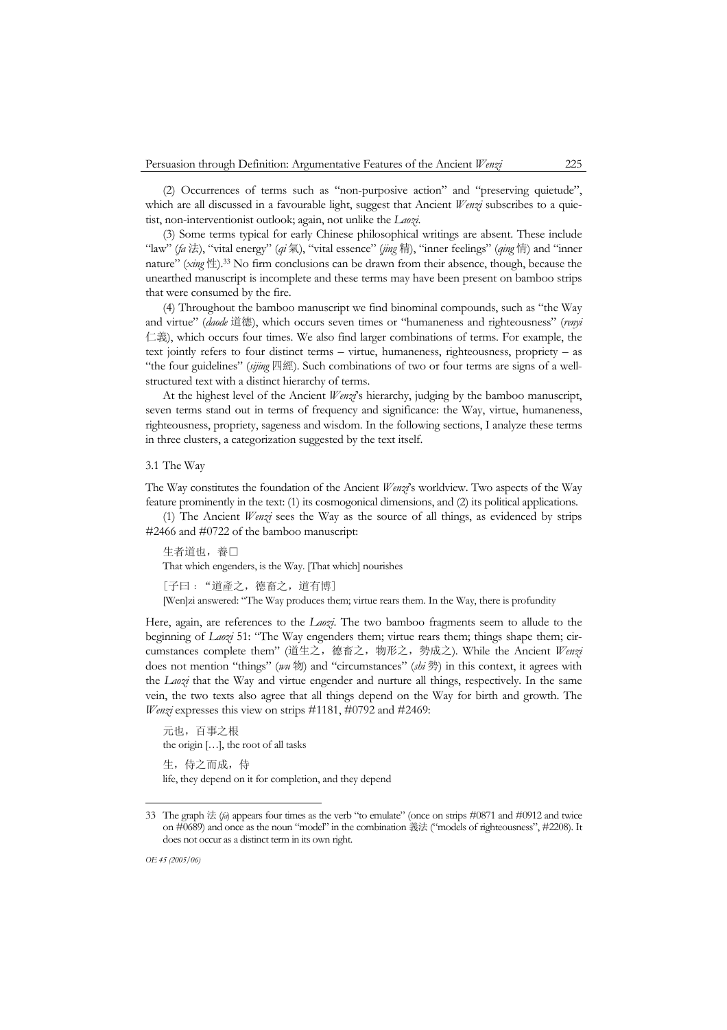(2) Occurrences of terms such as "non-purposive action" and "preserving quietude", which are all discussed in a favourable light, suggest that Ancient *Wenzi* subscribes to a quietist, non-interventionist outlook; again, not unlike the *Laozi*.

(3) Some terms typical for early Chinese philosophical writings are absent. These include "law" (*fa* 法), "vital energy" (*qi* 氣), "vital essence" (*jing* 精), "inner feelings" (*qing* 情) and "inner nature" (*xing* 性).[33] No firm conclusions can be drawn from their absence, though, because the unearthed manuscript is incomplete and these terms may have been present on bamboo strips that were consumed by the fire.

(4) Throughout the bamboo manuscript we find binominal compounds, such as "the Way and virtue" (*daode* 道德), which occurs seven times or "humaneness and righteousness" (*renyi* 仁義), which occurs four times. We also find larger combinations of terms. For example, the text jointly refers to four distinct terms – virtue, humaneness, righteousness, propriety – as "the four guidelines" (*sijing* 四經). Such combinations of two or four terms are signs of a well-structured text with a distinct hierarchy of terms.

At the highest level of the Ancient *Wenzi*'s hierarchy, judging by the bamboo manuscript, seven terms stand out in terms of frequency and significance: the Way, virtue, humaneness, righteousness, propriety, sageness and wisdom. In the following sections, I analyze these terms in three clusters, a categorization suggested by the text itself.

### 3.1 The Way

The Way constitutes the foundation of the Ancient *Wenzi*'s worldview. Two aspects of the Way feature prominently in the text: (1) its cosmogonical dimensions, and (2) its political applications.

(1) The Ancient *Wenzi* sees the Way as the source of all things, as evidenced by strips #2466 and #0722 of the bamboo manuscript:

> 生者道也，養□
> That which engenders, is the Way. [That which] nourishes
>
> ［子曰："道產之，德畜之，道有博］
> [Wen]zi answered: "The Way produces them; virtue rears them. In the Way, there is profundity

Here, again, are references to the *Laozi*. The two bamboo fragments seem to allude to the beginning of *Laozi* 51: "The Way engenders them; virtue rears them; things shape them; circumstances complete them" (道生之，德畜之，物形之，勢成之). While the Ancient *Wenzi* does not mention "things" (*wu* 物) and "circumstances" (*shi* 勢) in this context, it agrees with the *Laozi* that the Way and virtue engender and nurture all things, respectively. In the same vein, the two texts also agree that all things depend on the Way for birth and growth. The *Wenzi* expresses this view on strips #1181, #0792 and #2469:

> 元也，百事之根
> the origin […], the root of all tasks
>
> 生，侍之而成，侍
> life, they depend on it for completion, and they depend

---

33 The graph 法 (*fa*) appears four times as the verb "to emulate" (once on strips #0871 and #0912 and twice on #0689) and once as the noun "model" in the combination 義法 ("models of righteousness", #2208). It does not occur as a distinct term in its own right.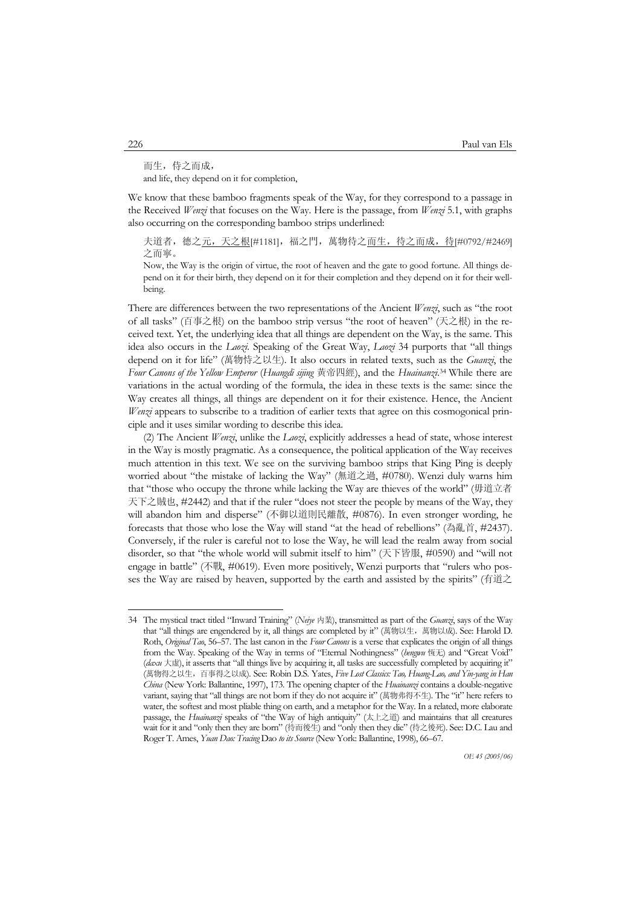而生，待之而成，
and life, they depend on it for completion,

We know that these bamboo fragments speak of the Way, for they correspond to a passage in the Received *Wenzi* that focuses on the Way. Here is the passage, from *Wenzi* 5.1, with graphs also occurring on the corresponding bamboo strips underlined:

> 夫道者，德之<u>元，天之根</u>[#1181]，福之門，萬物待之<u>而生，待之而成，待</u>[#0792/#2469]之而寧。
>
> Now, the Way is the origin of virtue, the root of heaven and the gate to good fortune. All things depend on it for their birth, they depend on it for their completion and they depend on it for their well-being.

There are differences between the two representations of the Ancient *Wenzi*, such as "the root of all tasks" (百事之根) on the bamboo strip versus "the root of heaven" (天之根) in the received text. Yet, the underlying idea that all things are dependent on the Way, is the same. This idea also occurs in the *Laozi*. Speaking of the Great Way, *Laozi* 34 purports that "all things depend on it for life" (萬物恃之以生). It also occurs in related texts, such as the *Guanzi*, the *Four Canons of the Yellow Emperor* (*Huangdi sijing* 黄帝四經), and the *Huainanzi*.[34] While there are variations in the actual wording of the formula, the idea in these texts is the same: since the Way creates all things, all things are dependent on it for their existence. Hence, the Ancient *Wenzi* appears to subscribe to a tradition of earlier texts that agree on this cosmogonical principle and it uses similar wording to describe this idea.

(2) The Ancient *Wenzi*, unlike the *Laozi*, explicitly addresses a head of state, whose interest in the Way is mostly pragmatic. As a consequence, the political application of the Way receives much attention in this text. We see on the surviving bamboo strips that King Ping is deeply worried about "the mistake of lacking the Way" (無道之過, #0780). Wenzi duly warns him that "those who occupy the throne while lacking the Way are thieves of the world" (毋道立者天下之賊也, #2442) and that if the ruler "does not steer the people by means of the Way, they will abandon him and disperse" (不御以道則民離散, #0876). In even stronger wording, he forecasts that those who lose the Way will stand "at the head of rebellions" (為亂首, #2437). Conversely, if the ruler is careful not to lose the Way, he will lead the realm away from social disorder, so that "the whole world will submit itself to him" (天下皆服, #0590) and "will not engage in battle" (不戰, #0619). Even more positively, Wenzi purports that "rulers who posses the Way are raised by heaven, supported by the earth and assisted by the spirits" (有道之

---

34 The mystical tract titled "Inward Training" (*Neiye* 内業), transmitted as part of the *Guanzi*, says of the Way that "all things are engendered by it, all things are completed by it" (萬物以生，萬物以成). See: Harold D. Roth, *Original Tao*, 56–57. The last canon in the *Four Canons* is a verse that explicates the origin of all things from the Way. Speaking of the Way in terms of "Eternal Nothingness" (*hengwu* 恆无) and "Great Void" (*daxu* 大虚), it asserts that "all things live by acquiring it, all tasks are successfully completed by acquiring it" (萬物得之以生，百事得之以成). See: Robin D.S. Yates, *Five Lost Classics: Tao, Huang-Lao, and Yin-yang in Han China* (New York: Ballantine, 1997), 173. The opening chapter of the *Huainanzi* contains a double-negative variant, saying that "all things are not born if they do not acquire it" (萬物弗得不生). The "it" here refers to water, the softest and most pliable thing on earth, and a metaphor for the Way. In a related, more elaborate passage, the *Huainanzi* speaks of "the Way of high antiquity" (太上之道) and maintains that all creatures wait for it and "only then they are born" (待而後生) and "only then they die" (待之後死). See: D.C. Lau and Roger T. Ames, *Yuan Dao: Tracing* Dao *to its Source* (New York: Ballantine, 1998), 66–67.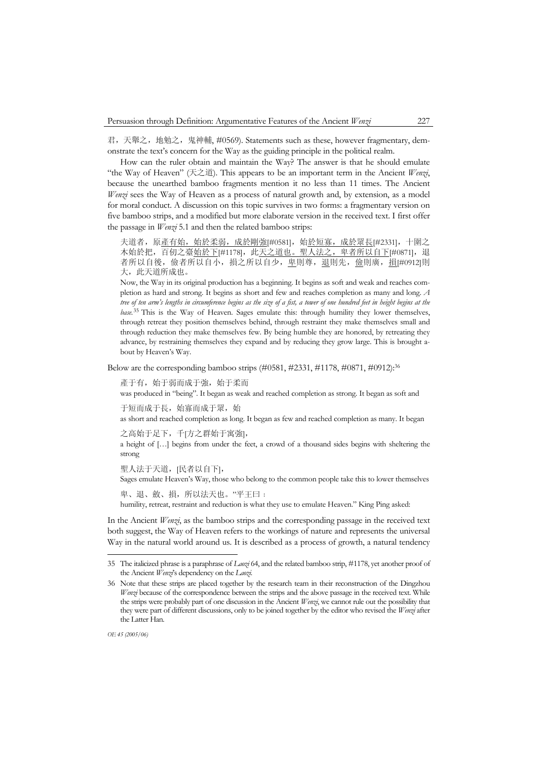君，天舉之，地勉之，鬼神輔, #0569). Statements such as these, however fragmentary, demonstrate the text's concern for the Way as the guiding principle in the political realm.

How can the ruler obtain and maintain the Way? The answer is that he should emulate "the Way of Heaven" (天之道). This appears to be an important term in the Ancient *Wenzi*, because the unearthed bamboo fragments mention it no less than 11 times. The Ancient *Wenzi* sees the Way of Heaven as a process of natural growth and, by extension, as a model for moral conduct. A discussion on this topic survives in two forms: a fragmentary version on five bamboo strips, and a modified but more elaborate version in the received text. I first offer the passage in *Wenzi* 5.1 and then the related bamboo strips:

> 夫道者，原<u>產有始，始於柔弱，成於剛強</u>[#0581]，<u>始於短寡，成於眾長</u>[#2331]，十圍之木始於把，<u>百仞之臺始於下</u>[#1178]，<u>此天之道也。聖人法之，卑者所以自下</u>[#0871]，退者所以自後，儉者所以自小，損之所以自少，<u>卑</u>則尊，<u>退</u>則先，<u>儉</u>則廣，<u>損</u>[#0912]則大，此天道所成也。
>
> Now, the Way in its original production has a beginning. It begins as soft and weak and reaches completion as hard and strong. It begins as short and few and reaches completion as many and long. *A tree of ten arm's lengths in circumference begins as the size of a fist, a tower of one hundred feet in height begins at the base.*[35] This is the Way of Heaven. Sages emulate this: through humility they lower themselves, through retreat they position themselves behind, through restraint they make themselves small and through reduction they make themselves few. By being humble they are honored, by retreating they advance, by restraining themselves they expand and by reducing they grow large. This is brought about by Heaven's Way.

Below are the corresponding bamboo strips (#0581, #2331, #1178, #0871, #0912):[36]

> 產于有，始于弱而成于強，始于柔而
>
> was produced in "being". It began as weak and reached completion as strong. It began as soft and
>
> 于短而成于長，始寡而成于眾，始
>
> as short and reached completion as long. It began as few and reached completion as many. It began
>
> 之高始于足下，千[方之群始于寓強]，
>
> a height of […] begins from under the feet, a crowd of a thousand sides begins with sheltering the strong
>
> 聖人法于天道，[民者以自下]，
>
> Sages emulate Heaven's Way, those who belong to the common people take this to lower themselves
>
> 卑、退、斂、損，所以法天也。"平王曰：
>
> humility, retreat, restraint and reduction is what they use to emulate Heaven." King Ping asked:

In the Ancient *Wenzi*, as the bamboo strips and the corresponding passage in the received text both suggest, the Way of Heaven refers to the workings of nature and represents the universal Way in the natural world around us. It is described as a process of growth, a natural tendency

---

35 The italicized phrase is a paraphrase of *Laozi* 64, and the related bamboo strip, #1178, yet another proof of the Ancient *Wenzi*'s dependency on the *Laozi*.

36 Note that these strips are placed together by the research team in their reconstruction of the Dingzhou *Wenzi* because of the correspondence between the strips and the above passage in the received text. While the strips were probably part of one discussion in the Ancient *Wenzi*, we cannot rule out the possibility that they were part of different discussions, only to be joined together by the editor who revised the *Wenzi* after the Latter Han.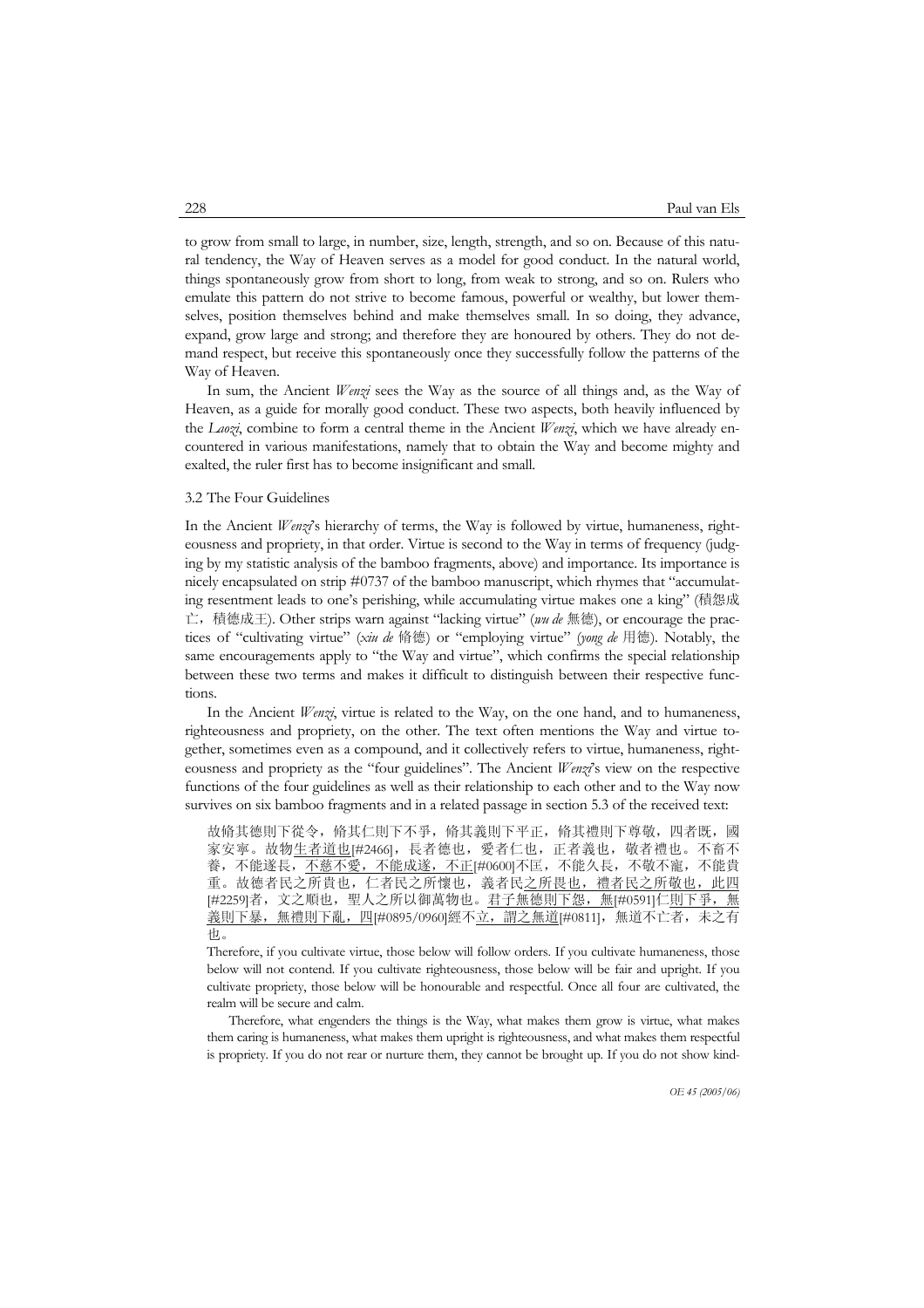to grow from small to large, in number, size, length, strength, and so on. Because of this natural tendency, the Way of Heaven serves as a model for good conduct. In the natural world, things spontaneously grow from short to long, from weak to strong, and so on. Rulers who emulate this pattern do not strive to become famous, powerful or wealthy, but lower themselves, position themselves behind and make themselves small. In so doing, they advance, expand, grow large and strong; and therefore they are honoured by others. They do not demand respect, but receive this spontaneously once they successfully follow the patterns of the Way of Heaven.

In sum, the Ancient *Wenzi* sees the Way as the source of all things and, as the Way of Heaven, as a guide for morally good conduct. These two aspects, both heavily influenced by the *Laozi*, combine to form a central theme in the Ancient *Wenzi*, which we have already encountered in various manifestations, namely that to obtain the Way and become mighty and exalted, the ruler first has to become insignificant and small.

### 3.2 The Four Guidelines

In the Ancient *Wenzi*'s hierarchy of terms, the Way is followed by virtue, humaneness, righteousness and propriety, in that order. Virtue is second to the Way in terms of frequency (judging by my statistic analysis of the bamboo fragments, above) and importance. Its importance is nicely encapsulated on strip #0737 of the bamboo manuscript, which rhymes that "accumulating resentment leads to one's perishing, while accumulating virtue makes one a king" (積怨成亡，積德成王). Other strips warn against "lacking virtue" (*wu de* 無德), or encourage the practices of "cultivating virtue" (*xiu de* 脩德) or "employing virtue" (*yong de* 用德). Notably, the same encouragements apply to "the Way and virtue", which confirms the special relationship between these two terms and makes it difficult to distinguish between their respective functions.

In the Ancient *Wenzi*, virtue is related to the Way, on the one hand, and to humaneness, righteousness and propriety, on the other. The text often mentions the Way and virtue together, sometimes even as a compound, and it collectively refers to virtue, humaneness, righteousness and propriety as the "four guidelines". The Ancient *Wenzi*'s view on the respective functions of the four guidelines as well as their relationship to each other and to the Way now survives on six bamboo fragments and in a related passage in section 5.3 of the received text:

> 故脩其德則下從令，脩其仁則下不爭，脩其義則下平正，脩其禮則下尊敬，四者既，國家安寧。故物<u>生者道也</u>[#2466]，長者德也，愛者仁也，正者義也，敬者禮也。不畜不養，不能遂長，<u>不慈不愛，不能成遂，不正</u>[#0600]不匡，不能久長，不敬不寵，不能貴重。故德者民之所貴也，仁者民之所懷也，義者民<u>之所畏也，禮者民之所敬也，此四</u>[#2259]者，文之順也，聖人之所以御萬物也。<u>君子無德則下怨，無</u>[#0591]<u>仁則下爭，無義則下暴，無禮則下亂，四</u>[#0895/0960]<u>經不立，謂之無道</u>[#0811]，無道不亡者，未之有也。
>
> Therefore, if you cultivate virtue, those below will follow orders. If you cultivate humaneness, those below will not contend. If you cultivate righteousness, those below will be fair and upright. If you cultivate propriety, those below will be honourable and respectful. Once all four are cultivated, the realm will be secure and calm.
>
> Therefore, what engenders the things is the Way, what makes them grow is virtue, what makes them caring is humaneness, what makes them upright is righteousness, and what makes them respectful is propriety. If you do not rear or nurture them, they cannot be brought up. If you do not show kind-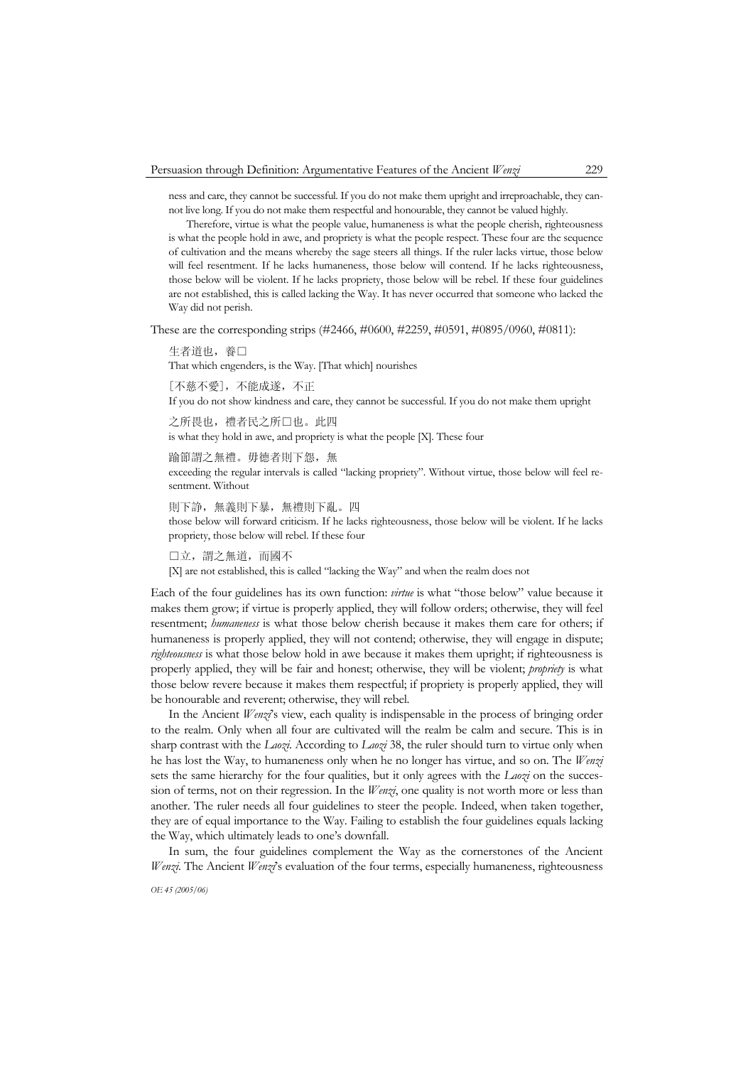ness and care, they cannot be successful. If you do not make them upright and irreproachable, they cannot live long. If you do not make them respectful and honourable, they cannot be valued highly.

Therefore, virtue is what the people value, humaneness is what the people cherish, righteousness is what the people hold in awe, and propriety is what the people respect. These four are the sequence of cultivation and the means whereby the sage steers all things. If the ruler lacks virtue, those below will feel resentment. If he lacks humaneness, those below will contend. If he lacks righteousness, those below will be violent. If he lacks propriety, those below will be rebel. If these four guidelines are not established, this is called lacking the Way. It has never occurred that someone who lacked the Way did not perish.

These are the corresponding strips (#2466, #0600, #2259, #0591, #0895/0960, #0811):

生者道也，養□
That which engenders, is the Way. [That which] nourishes

[不慈不愛]，不能成遂，不正
If you do not show kindness and care, they cannot be successful. If you do not make them upright

之所畏也，禮者民之所□也。此四
is what they hold in awe, and propriety is what the people [X]. These four

踰節謂之無禮。毋德者則下怨，無
exceeding the regular intervals is called "lacking propriety". Without virtue, those below will feel resentment. Without

則下諍，無義則下暴，無禮則下亂。四
those below will forward criticism. If he lacks righteousness, those below will be violent. If he lacks propriety, those below will rebel. If these four

□立，謂之無道，而國不
[X] are not established, this is called "lacking the Way" and when the realm does not

Each of the four guidelines has its own function: *virtue* is what "those below" value because it makes them grow; if virtue is properly applied, they will follow orders; otherwise, they will feel resentment; *humaneness* is what those below cherish because it makes them care for others; if humaneness is properly applied, they will not contend; otherwise, they will engage in dispute; *righteousness* is what those below hold in awe because it makes them upright; if righteousness is properly applied, they will be fair and honest; otherwise, they will be violent; *propriety* is what those below revere because it makes them respectful; if propriety is properly applied, they will be honourable and reverent; otherwise, they will rebel.

In the Ancient *Wenzi*'s view, each quality is indispensable in the process of bringing order to the realm. Only when all four are cultivated will the realm be calm and secure. This is in sharp contrast with the *Laozi*. According to *Laozi* 38, the ruler should turn to virtue only when he has lost the Way, to humaneness only when he no longer has virtue, and so on. The *Wenzi* sets the same hierarchy for the four qualities, but it only agrees with the *Laozi* on the succession of terms, not on their regression. In the *Wenzi*, one quality is not worth more or less than another. The ruler needs all four guidelines to steer the people. Indeed, when taken together, they are of equal importance to the Way. Failing to establish the four guidelines equals lacking the Way, which ultimately leads to one's downfall.

In sum, the four guidelines complement the Way as the cornerstones of the Ancient *Wenzi*. The Ancient *Wenzi*'s evaluation of the four terms, especially humaneness, righteousness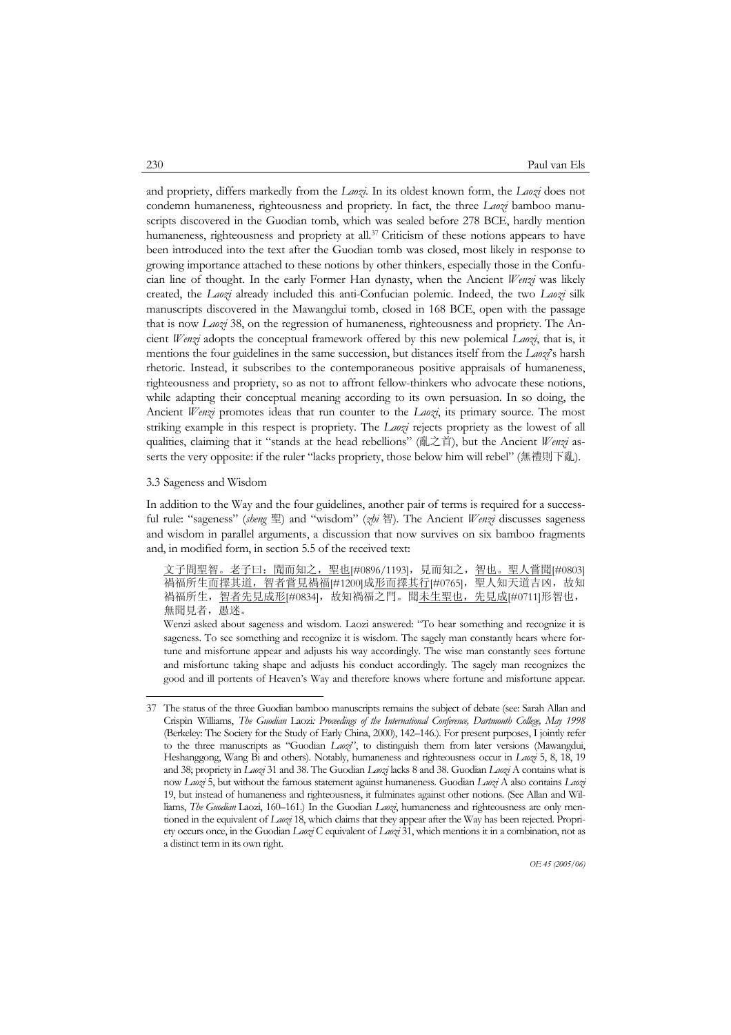and propriety, differs markedly from the *Laozi*. In its oldest known form, the *Laozi* does not condemn humaneness, righteousness and propriety. In fact, the three *Laozi* bamboo manuscripts discovered in the Guodian tomb, which was sealed before 278 BCE, hardly mention humaneness, righteousness and propriety at all.[37] Criticism of these notions appears to have been introduced into the text after the Guodian tomb was closed, most likely in response to growing importance attached to these notions by other thinkers, especially those in the Confucian line of thought. In the early Former Han dynasty, when the Ancient *Wenzi* was likely created, the *Laozi* already included this anti-Confucian polemic. Indeed, the two *Laozi* silk manuscripts discovered in the Mawangdui tomb, closed in 168 BCE, open with the passage that is now *Laozi* 38, on the regression of humaneness, righteousness and propriety. The Ancient *Wenzi* adopts the conceptual framework offered by this new polemical *Laozi*, that is, it mentions the four guidelines in the same succession, but distances itself from the *Laozi*'s harsh rhetoric. Instead, it subscribes to the contemporaneous positive appraisals of humaneness, righteousness and propriety, so as not to affront fellow-thinkers who advocate these notions, while adapting their conceptual meaning according to its own persuasion. In so doing, the Ancient *Wenzi* promotes ideas that run counter to the *Laozi*, its primary source. The most striking example in this respect is propriety. The *Laozi* rejects propriety as the lowest of all qualities, claiming that it "stands at the head rebellions" (亂之首), but the Ancient *Wenzi* asserts the very opposite: if the ruler "lacks propriety, those below him will rebel" (無禮則下亂).

### 3.3 Sageness and Wisdom

In addition to the Way and the four guidelines, another pair of terms is required for a successful rule: "sageness" (*sheng* 聖) and "wisdom" (*zhi* 智). The Ancient *Wenzi* discusses sageness and wisdom in parallel arguments, a discussion that now survives on six bamboo fragments and, in modified form, in section 5.5 of the received text:

> <u>文子問聖智。老子曰：聞而知之，聖也</u>[#0896/1193]，見而知之，<u>智也。聖人嘗聞</u>[#0803]<u>禍福所生而擇其道，智者嘗見禍福</u>[#1200]<u>成形而擇其行</u>[#0765]，聖人知天道吉凶，故知禍福所生，<u>智者先見成形</u>[#0834]，故知禍福之門。聞<u>未生聖也，先見成</u>[#0711]形智也，無聞見者，愚迷。
>
> Wenzi asked about sageness and wisdom. Laozi answered: "To hear something and recognize it is sageness. To see something and recognize it is wisdom. The sagely man constantly hears where fortune and misfortune appear and adjusts his way accordingly. The wise man constantly sees fortune and misfortune taking shape and adjusts his conduct accordingly. The sagely man recognizes the good and ill portents of Heaven's Way and therefore knows where fortune and misfortune appear.

---

37 The status of the three Guodian bamboo manuscripts remains the subject of debate (see: Sarah Allan and Crispin Williams, *The Guodian* Laozi*: Proceedings of the International Conference, Dartmouth College, May 1998* (Berkeley: The Society for the Study of Early China, 2000), 142–146.). For present purposes, I jointly refer to the three manuscripts as "Guodian *Laozi*", to distinguish them from later versions (Mawangdui, Heshanggong, Wang Bi and others). Notably, humaneness and righteousness occur in *Laozi* 5, 8, 18, 19 and 38; propriety in *Laozi* 31 and 38. The Guodian *Laozi* lacks 8 and 38. Guodian *Laozi* A contains what is now *Laozi* 5, but without the famous statement against humaneness. Guodian *Laozi* A also contains *Laozi* 19, but instead of humaneness and righteousness, it fulminates against other notions. (See Allan and Williams, *The Guodian* Laozi, 160–161.) In the Guodian *Laozi*, humaneness and righteousness are only mentioned in the equivalent of *Laozi* 18, which claims that they appear after the Way has been rejected. Propriety occurs once, in the Guodian *Laozi* C equivalent of *Laozi* 31, which mentions it in a combination, not as a distinct term in its own right.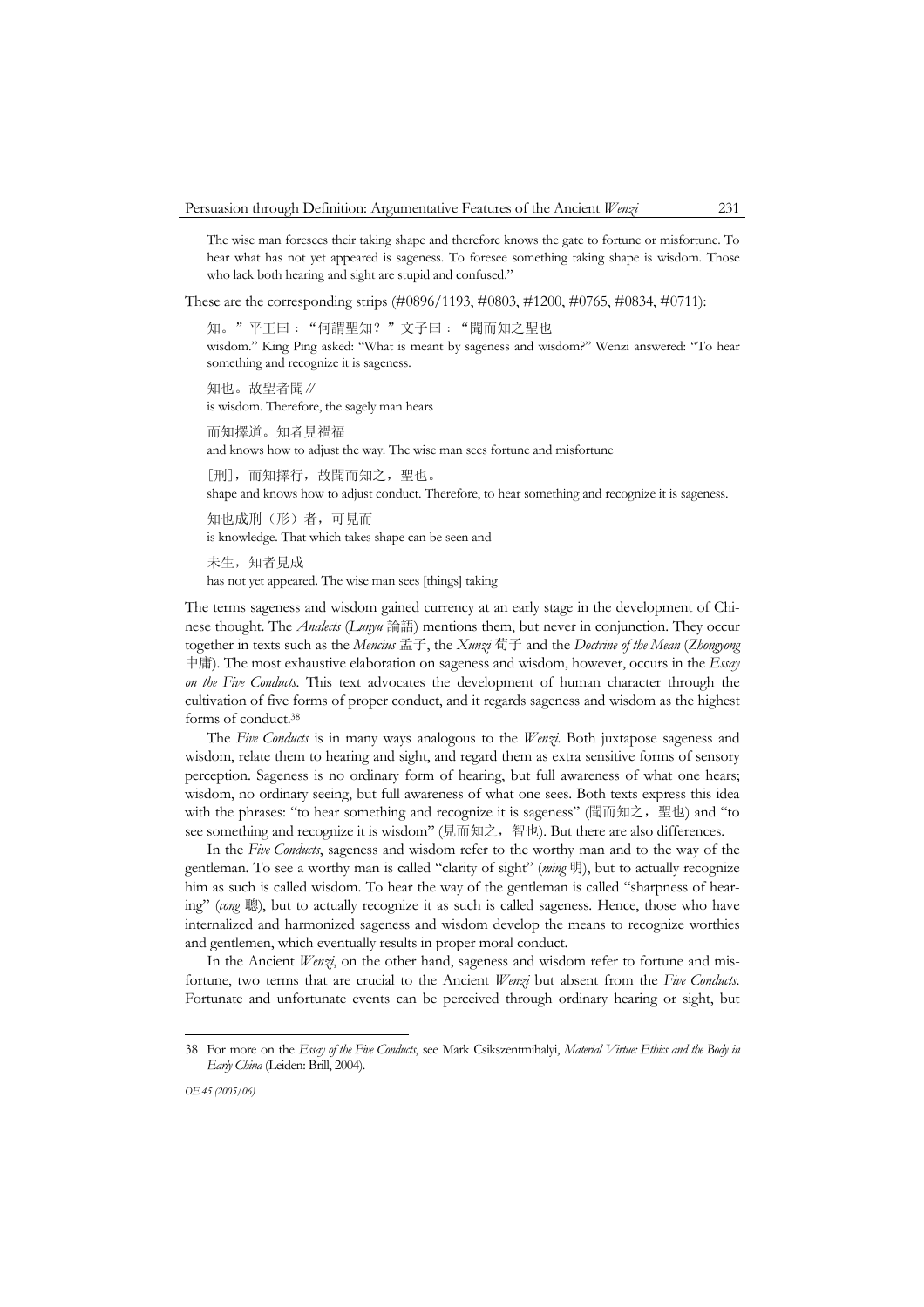The wise man foresees their taking shape and therefore knows the gate to fortune or misfortune. To hear what has not yet appeared is sageness. To foresee something taking shape is wisdom. Those who lack both hearing and sight are stupid and confused."

These are the corresponding strips (#0896/1193, #0803, #1200, #0765, #0834, #0711):

知。" 平王曰："何謂聖知？" 文子曰："聞而知之聖也

wisdom." King Ping asked: "What is meant by sageness and wisdom?" Wenzi answered: "To hear something and recognize it is sageness.

知也。故聖者聞 //

is wisdom. Therefore, the sagely man hears

而知擇道。知者見禍福

and knows how to adjust the way. The wise man sees fortune and misfortune

[刑]，而知擇行，故聞而知之，聖也。

shape and knows how to adjust conduct. Therefore, to hear something and recognize it is sageness.

知也成刑（形）者，可見而

is knowledge. That which takes shape can be seen and

未生，知者見成

has not yet appeared. The wise man sees [things] taking

The terms sageness and wisdom gained currency at an early stage in the development of Chinese thought. The *Analects* (*Lunyu* 論語) mentions them, but never in conjunction. They occur together in texts such as the *Mencius* 孟子, the *Xunzi* 荀子 and the *Doctrine of the Mean* (*Zhongyong* 中庸). The most exhaustive elaboration on sageness and wisdom, however, occurs in the *Essay on the Five Conducts*. This text advocates the development of human character through the cultivation of five forms of proper conduct, and it regards sageness and wisdom as the highest forms of conduct.[38]

The *Five Conducts* is in many ways analogous to the *Wenzi*. Both juxtapose sageness and wisdom, relate them to hearing and sight, and regard them as extra sensitive forms of sensory perception. Sageness is no ordinary form of hearing, but full awareness of what one hears; wisdom, no ordinary seeing, but full awareness of what one sees. Both texts express this idea with the phrases: "to hear something and recognize it is sageness" (聞而知之，聖也) and "to see something and recognize it is wisdom" (見而知之，智也). But there are also differences.

In the *Five Conducts*, sageness and wisdom refer to the worthy man and to the way of the gentleman. To see a worthy man is called "clarity of sight" (*ming* 明), but to actually recognize him as such is called wisdom. To hear the way of the gentleman is called "sharpness of hearing" (*cong* 聰), but to actually recognize it as such is called sageness. Hence, those who have internalized and harmonized sageness and wisdom develop the means to recognize worthies and gentlemen, which eventually results in proper moral conduct.

In the Ancient *Wenzi*, on the other hand, sageness and wisdom refer to fortune and misfortune, two terms that are crucial to the Ancient *Wenzi* but absent from the *Five Conducts*. Fortunate and unfortunate events can be perceived through ordinary hearing or sight, but

38 For more on the *Essay of the Five Conducts*, see Mark Csikszentmihalyi, *Material Virtue: Ethics and the Body in Early China* (Leiden: Brill, 2004).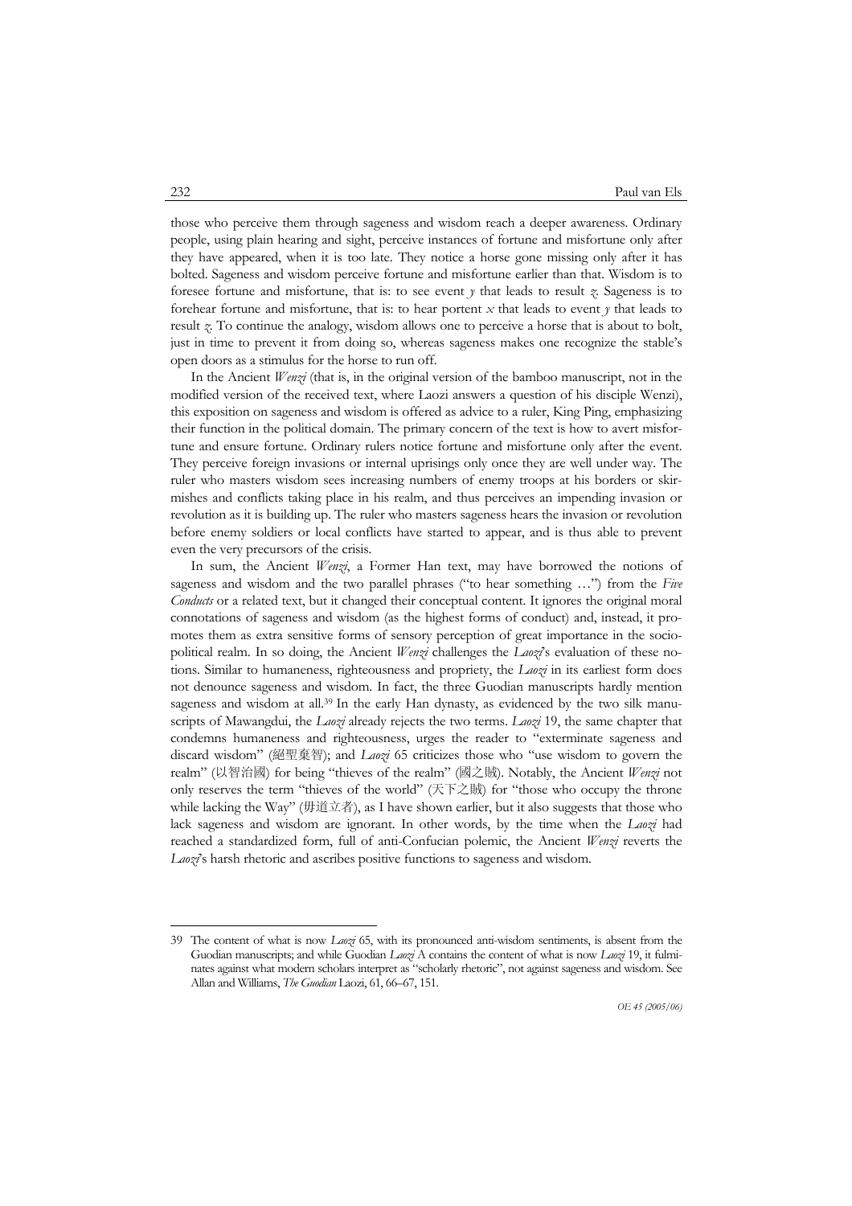those who perceive them through sageness and wisdom reach a deeper awareness. Ordinary people, using plain hearing and sight, perceive instances of fortune and misfortune only after they have appeared, when it is too late. They notice a horse gone missing only after it has bolted. Sageness and wisdom perceive fortune and misfortune earlier than that. Wisdom is to foresee fortune and misfortune, that is: to see event *y* that leads to result *z*. Sageness is to forehear fortune and misfortune, that is: to hear portent *x* that leads to event *y* that leads to result *z*. To continue the analogy, wisdom allows one to perceive a horse that is about to bolt, just in time to prevent it from doing so, whereas sageness makes one recognize the stable's open doors as a stimulus for the horse to run off.

In the Ancient *Wenzi* (that is, in the original version of the bamboo manuscript, not in the modified version of the received text, where Laozi answers a question of his disciple Wenzi), this exposition on sageness and wisdom is offered as advice to a ruler, King Ping, emphasizing their function in the political domain. The primary concern of the text is how to avert misfortune and ensure fortune. Ordinary rulers notice fortune and misfortune only after the event. They perceive foreign invasions or internal uprisings only once they are well under way. The ruler who masters wisdom sees increasing numbers of enemy troops at his borders or skirmishes and conflicts taking place in his realm, and thus perceives an impending invasion or revolution as it is building up. The ruler who masters sageness hears the invasion or revolution before enemy soldiers or local conflicts have started to appear, and is thus able to prevent even the very precursors of the crisis.

In sum, the Ancient *Wenzi*, a Former Han text, may have borrowed the notions of sageness and wisdom and the two parallel phrases ("to hear something …") from the *Five Conducts* or a related text, but it changed their conceptual content. It ignores the original moral connotations of sageness and wisdom (as the highest forms of conduct) and, instead, it promotes them as extra sensitive forms of sensory perception of great importance in the sociopolitical realm. In so doing, the Ancient *Wenzi* challenges the *Laozi*'s evaluation of these notions. Similar to humaneness, righteousness and propriety, the *Laozi* in its earliest form does not denounce sageness and wisdom. In fact, the three Guodian manuscripts hardly mention sageness and wisdom at all.[39] In the early Han dynasty, as evidenced by the two silk manuscripts of Mawangdui, the *Laozi* already rejects the two terms. *Laozi* 19, the same chapter that condemns humaneness and righteousness, urges the reader to "exterminate sageness and discard wisdom" (絕聖棄智); and *Laozi* 65 criticizes those who "use wisdom to govern the realm" (以智治國) for being "thieves of the realm" (國之賊). Notably, the Ancient *Wenzi* not only reserves the term "thieves of the world" (天下之賊) for "those who occupy the throne while lacking the Way" (毋道立者), as I have shown earlier, but it also suggests that those who lack sageness and wisdom are ignorant. In other words, by the time when the *Laozi* had reached a standardized form, full of anti-Confucian polemic, the Ancient *Wenzi* reverts the *Laozi*'s harsh rhetoric and ascribes positive functions to sageness and wisdom.

---

39 The content of what is now *Laozi* 65, with its pronounced anti-wisdom sentiments, is absent from the Guodian manuscripts; and while Guodian *Laozi* A contains the content of what is now *Laozi* 19, it fulminates against what modern scholars interpret as "scholarly rhetoric", not against sageness and wisdom. See Allan and Williams, *The Guodian* Laozi, 61, 66–67, 151.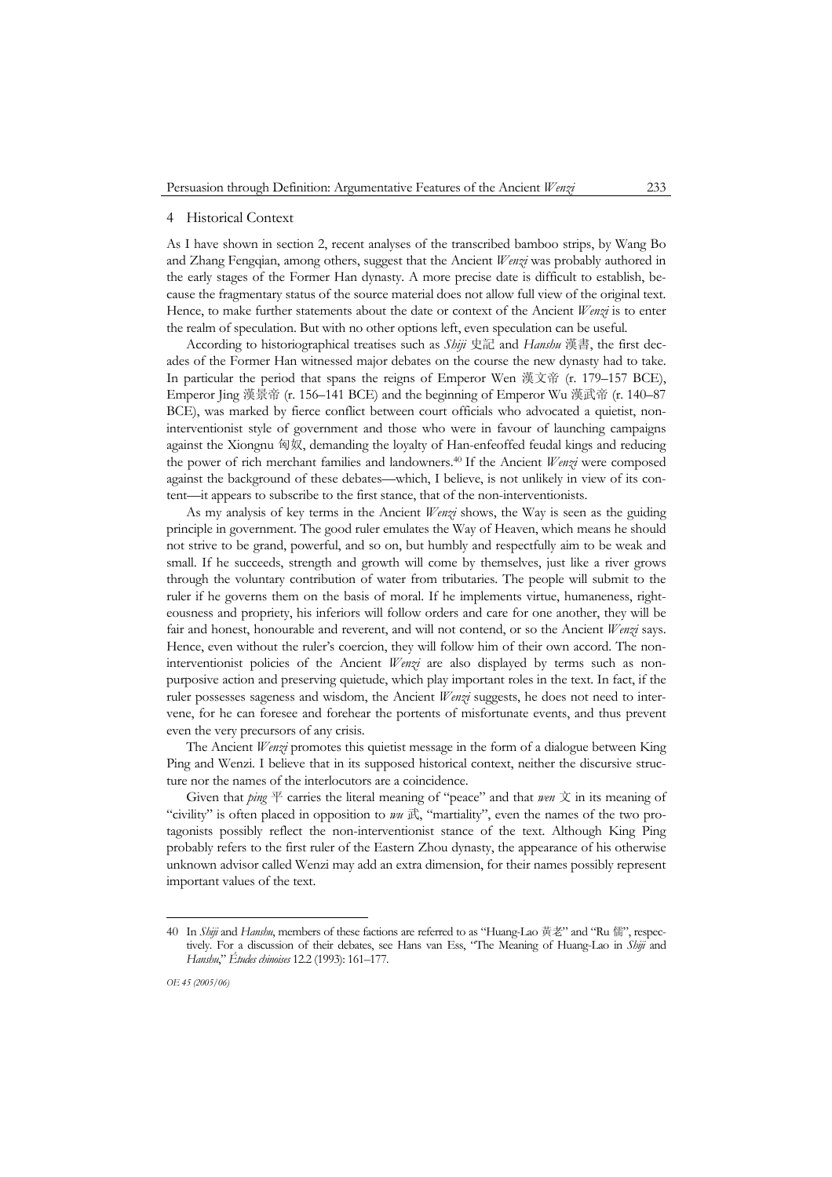## 4 Historical Context

As I have shown in section 2, recent analyses of the transcribed bamboo strips, by Wang Bo and Zhang Fengqian, among others, suggest that the Ancient *Wenzi* was probably authored in the early stages of the Former Han dynasty. A more precise date is difficult to establish, because the fragmentary status of the source material does not allow full view of the original text. Hence, to make further statements about the date or context of the Ancient *Wenzi* is to enter the realm of speculation. But with no other options left, even speculation can be useful.

According to historiographical treatises such as *Shiji* 史記 and *Hanshu* 漢書, the first decades of the Former Han witnessed major debates on the course the new dynasty had to take. In particular the period that spans the reigns of Emperor Wen 漢文帝 (r. 179–157 BCE), Emperor Jing 漢景帝 (r. 156–141 BCE) and the beginning of Emperor Wu 漢武帝 (r. 140–87 BCE), was marked by fierce conflict between court officials who advocated a quietist, non-interventionist style of government and those who were in favour of launching campaigns against the Xiongnu 匈奴, demanding the loyalty of Han-enfeoffed feudal kings and reducing the power of rich merchant families and landowners.[40] If the Ancient *Wenzi* were composed against the background of these debates—which, I believe, is not unlikely in view of its content—it appears to subscribe to the first stance, that of the non-interventionists.

As my analysis of key terms in the Ancient *Wenzi* shows, the Way is seen as the guiding principle in government. The good ruler emulates the Way of Heaven, which means he should not strive to be grand, powerful, and so on, but humbly and respectfully aim to be weak and small. If he succeeds, strength and growth will come by themselves, just like a river grows through the voluntary contribution of water from tributaries. The people will submit to the ruler if he governs them on the basis of moral. If he implements virtue, humaneness, righteousness and propriety, his inferiors will follow orders and care for one another, they will be fair and honest, honourable and reverent, and will not contend, or so the Ancient *Wenzi* says. Hence, even without the ruler's coercion, they will follow him of their own accord. The non-interventionist policies of the Ancient *Wenzi* are also displayed by terms such as non-purposive action and preserving quietude, which play important roles in the text. In fact, if the ruler possesses sageness and wisdom, the Ancient *Wenzi* suggests, he does not need to intervene, for he can foresee and forehear the portents of misfortunate events, and thus prevent even the very precursors of any crisis.

The Ancient *Wenzi* promotes this quietist message in the form of a dialogue between King Ping and Wenzi. I believe that in its supposed historical context, neither the discursive structure nor the names of the interlocutors are a coincidence.

Given that *ping* 平 carries the literal meaning of "peace" and that *wen* 文 in its meaning of "civility" is often placed in opposition to *wu* 武, "martiality", even the names of the two protagonists possibly reflect the non-interventionist stance of the text. Although King Ping probably refers to the first ruler of the Eastern Zhou dynasty, the appearance of his otherwise unknown advisor called Wenzi may add an extra dimension, for their names possibly represent important values of the text.

---

40 In *Shiji* and *Hanshu*, members of these factions are referred to as "Huang-Lao 黃老" and "Ru 儒", respectively. For a discussion of their debates, see Hans van Ess, "The Meaning of Huang-Lao in *Shiji* and *Hanshu*," *Études chinoises* 12.2 (1993): 161–177.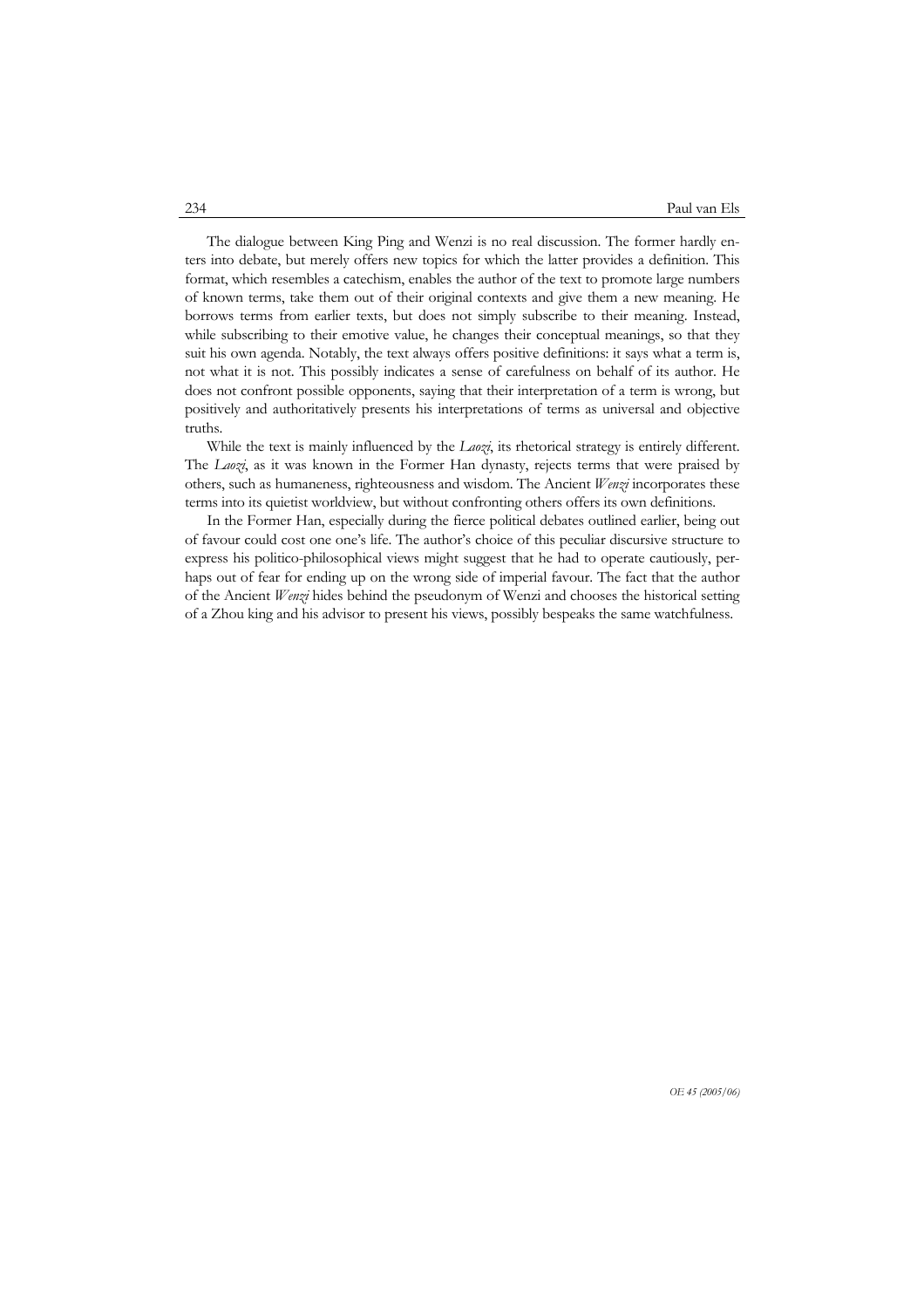The dialogue between King Ping and Wenzi is no real discussion. The former hardly enters into debate, but merely offers new topics for which the latter provides a definition. This format, which resembles a catechism, enables the author of the text to promote large numbers of known terms, take them out of their original contexts and give them a new meaning. He borrows terms from earlier texts, but does not simply subscribe to their meaning. Instead, while subscribing to their emotive value, he changes their conceptual meanings, so that they suit his own agenda. Notably, the text always offers positive definitions: it says what a term is, not what it is not. This possibly indicates a sense of carefulness on behalf of its author. He does not confront possible opponents, saying that their interpretation of a term is wrong, but positively and authoritatively presents his interpretations of terms as universal and objective truths.

While the text is mainly influenced by the *Laozi*, its rhetorical strategy is entirely different. The *Laozi*, as it was known in the Former Han dynasty, rejects terms that were praised by others, such as humaneness, righteousness and wisdom. The Ancient *Wenzi* incorporates these terms into its quietist worldview, but without confronting others offers its own definitions.

In the Former Han, especially during the fierce political debates outlined earlier, being out of favour could cost one one's life. The author's choice of this peculiar discursive structure to express his politico-philosophical views might suggest that he had to operate cautiously, perhaps out of fear for ending up on the wrong side of imperial favour. The fact that the author of the Ancient *Wenzi* hides behind the pseudonym of Wenzi and chooses the historical setting of a Zhou king and his advisor to present his views, possibly bespeaks the same watchfulness.